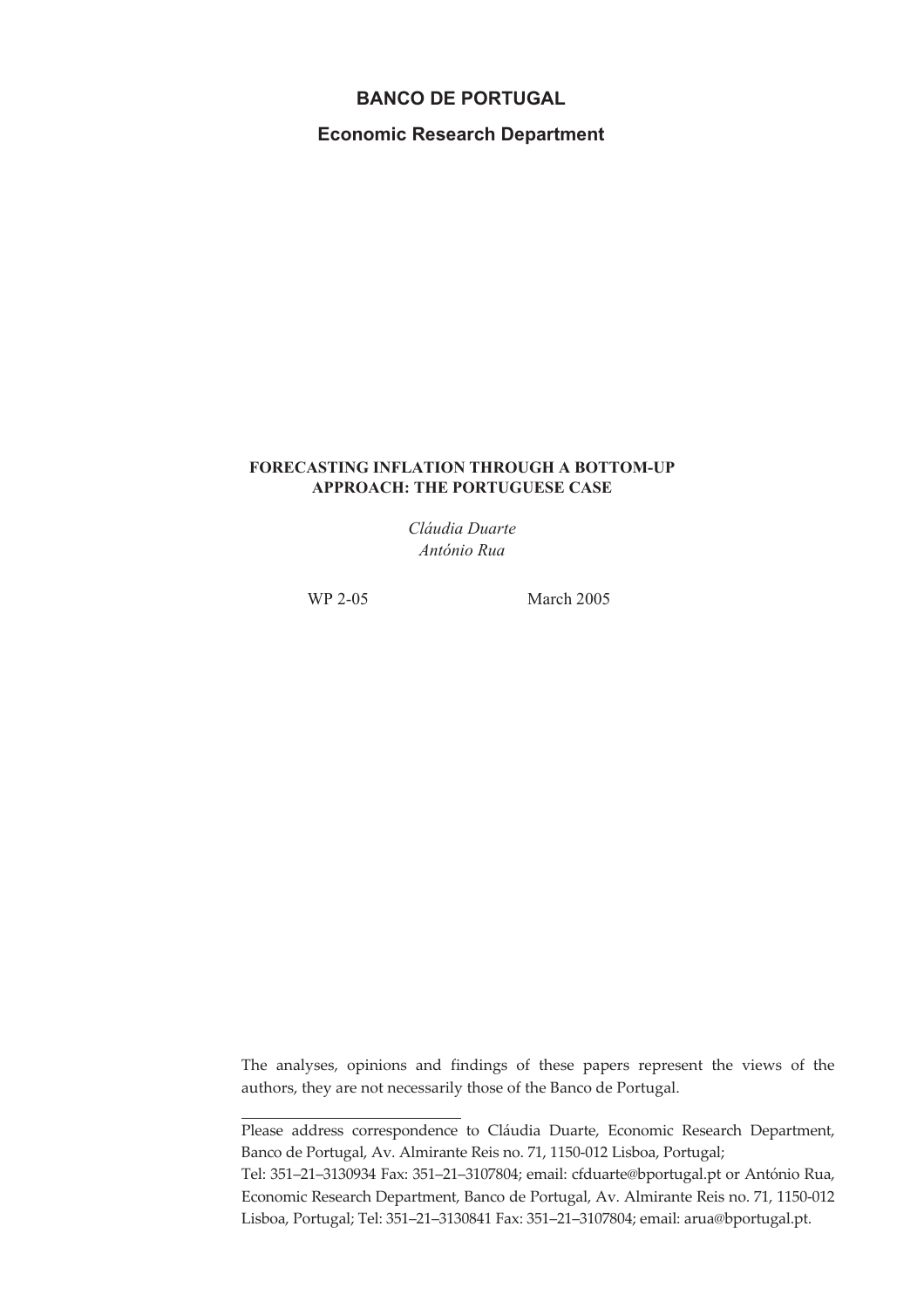**BANCO DE PORTUGAL**

**Economic Research Department**

**FORECASTING INFLATION THROUGH A BOTTOM-UP APPROACH: THE PORTUGUESE CASE**

*Cláudia Duarte*
*António Rua*

WP 2-05 March 2005

The analyses, opinions and findings of these papers represent the views of the authors, they are not necessarily those of the Banco de Portugal.

---

Please address correspondence to Cláudia Duarte, Economic Research Department, Banco de Portugal, Av. Almirante Reis no. 71, 1150-012 Lisboa, Portugal;
Tel: 351–21–3130934 Fax: 351–21–3107804; email: cfduarte@bportugal.pt or António Rua, Economic Research Department, Banco de Portugal, Av. Almirante Reis no. 71, 1150-012 Lisboa, Portugal; Tel: 351–21–3130841 Fax: 351–21–3107804; email: arua@bportugal.pt.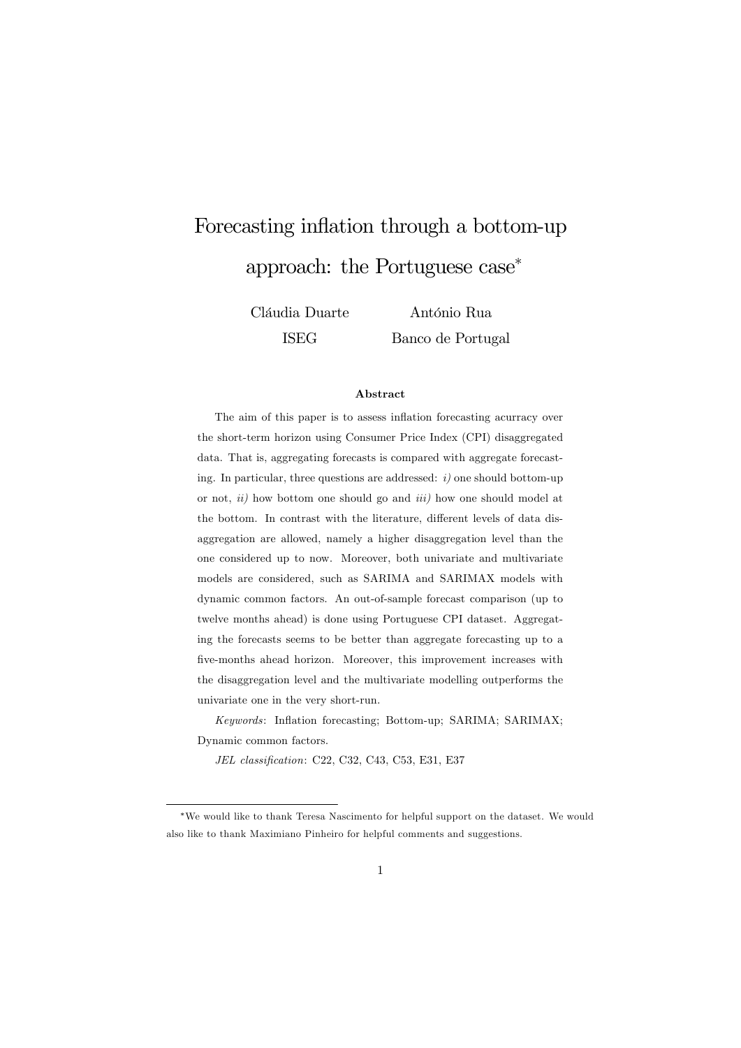# Forecasting inflation through a bottom-up approach: the Portuguese case*

Cláudia Duarte — ISEG

António Rua — Banco de Portugal

### Abstract

The aim of this paper is to assess inflation forecasting acurracy over the short-term horizon using Consumer Price Index (CPI) disaggregated data. That is, aggregating forecasts is compared with aggregate forecasting. In particular, three questions are addressed: *i)* one should bottom-up or not, *ii)* how bottom one should go and *iii)* how one should model at the bottom. In contrast with the literature, different levels of data disaggregation are allowed, namely a higher disaggregation level than the one considered up to now. Moreover, both univariate and multivariate models are considered, such as SARIMA and SARIMAX models with dynamic common factors. An out-of-sample forecast comparison (up to twelve months ahead) is done using Portuguese CPI dataset. Aggregating the forecasts seems to be better than aggregate forecasting up to a five-months ahead horizon. Moreover, this improvement increases with the disaggregation level and the multivariate modelling outperforms the univariate one in the very short-run.

*Keywords*: Inflation forecasting; Bottom-up; SARIMA; SARIMAX; Dynamic common factors.

*JEL classification*: C22, C32, C43, C53, E31, E37

---

*We would like to thank Teresa Nascimento for helpful support on the dataset. We would also like to thank Maximiano Pinheiro for helpful comments and suggestions.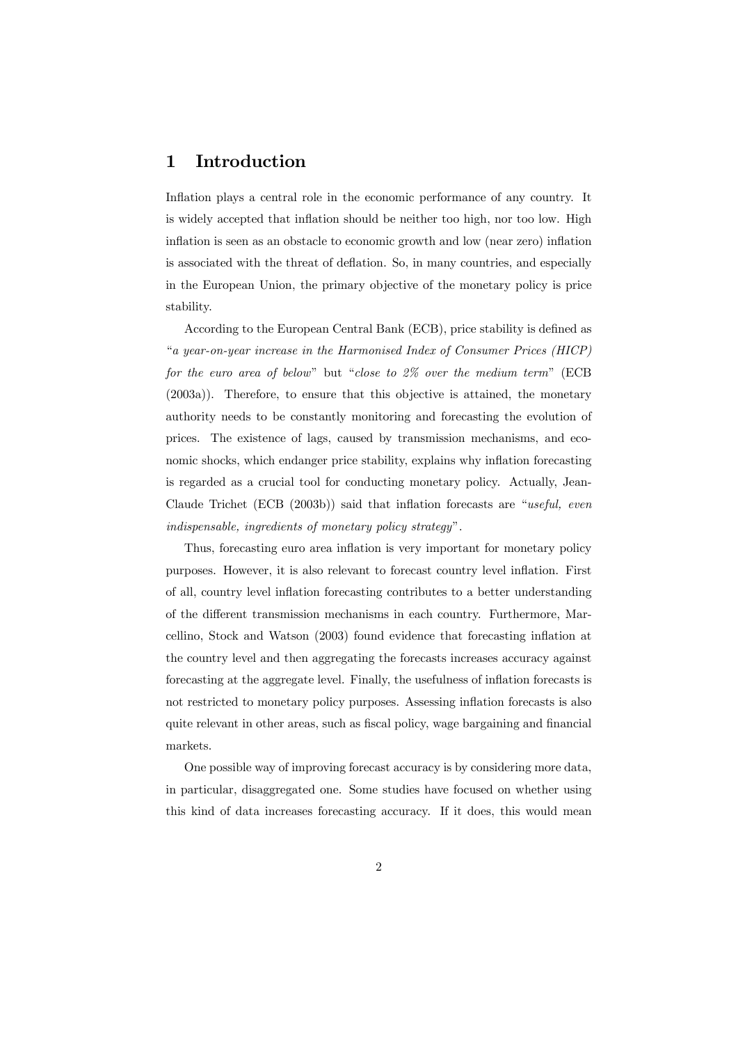# 1 Introduction

Inflation plays a central role in the economic performance of any country. It is widely accepted that inflation should be neither too high, nor too low. High inflation is seen as an obstacle to economic growth and low (near zero) inflation is associated with the threat of deflation. So, in many countries, and especially in the European Union, the primary objective of the monetary policy is price stability.

According to the European Central Bank (ECB), price stability is defined as "*a year-on-year increase in the Harmonised Index of Consumer Prices (HICP) for the euro area of below*" but "*close to 2% over the medium term*" (ECB (2003a)). Therefore, to ensure that this objective is attained, the monetary authority needs to be constantly monitoring and forecasting the evolution of prices. The existence of lags, caused by transmission mechanisms, and economic shocks, which endanger price stability, explains why inflation forecasting is regarded as a crucial tool for conducting monetary policy. Actually, Jean-Claude Trichet (ECB (2003b)) said that inflation forecasts are "*useful, even indispensable, ingredients of monetary policy strategy*".

Thus, forecasting euro area inflation is very important for monetary policy purposes. However, it is also relevant to forecast country level inflation. First of all, country level inflation forecasting contributes to a better understanding of the different transmission mechanisms in each country. Furthermore, Marcellino, Stock and Watson (2003) found evidence that forecasting inflation at the country level and then aggregating the forecasts increases accuracy against forecasting at the aggregate level. Finally, the usefulness of inflation forecasts is not restricted to monetary policy purposes. Assessing inflation forecasts is also quite relevant in other areas, such as fiscal policy, wage bargaining and financial markets.

One possible way of improving forecast accuracy is by considering more data, in particular, disaggregated one. Some studies have focused on whether using this kind of data increases forecasting accuracy. If it does, this would mean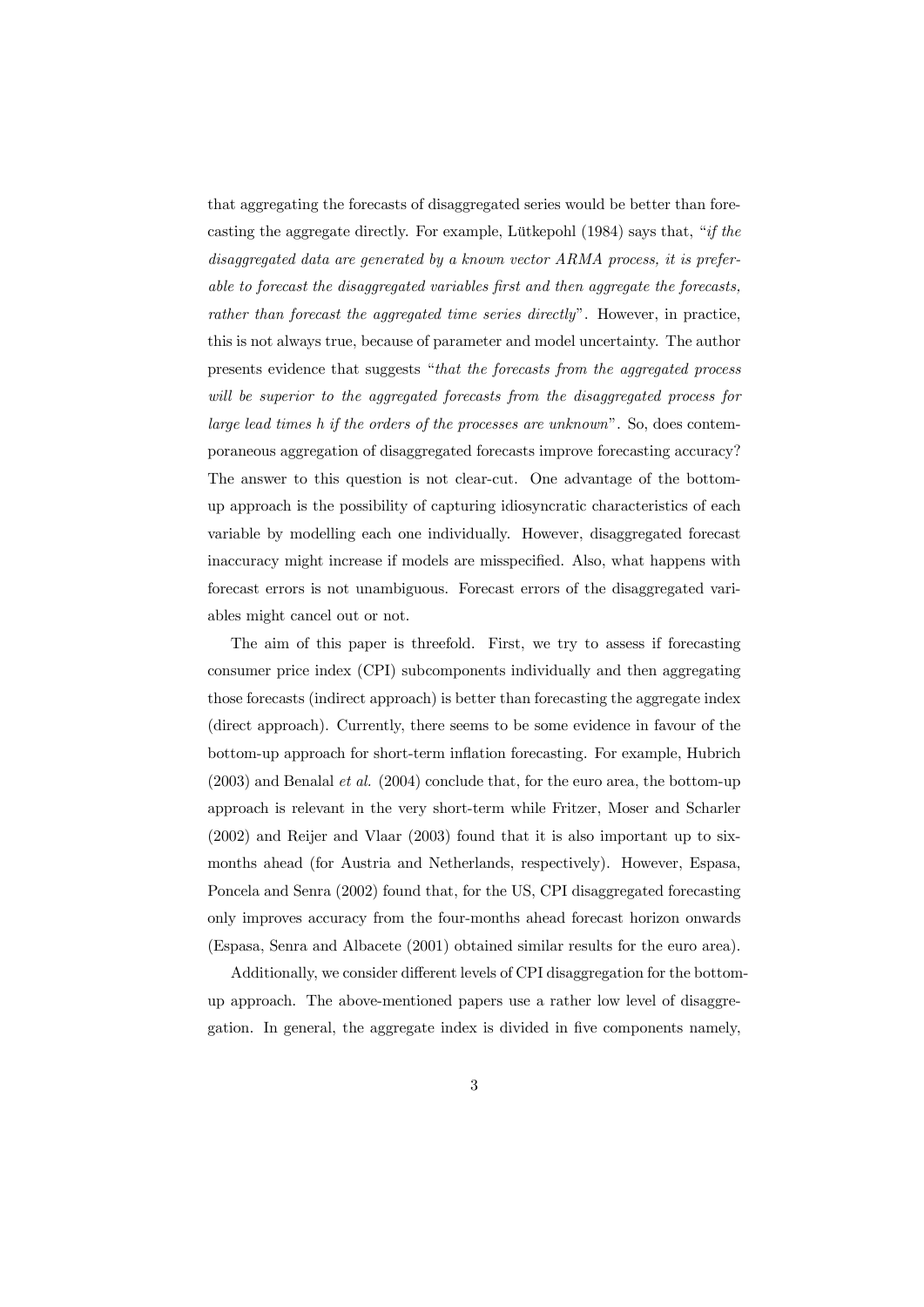that aggregating the forecasts of disaggregated series would be better than forecasting the aggregate directly. For example, Lütkepohl (1984) says that, "*if the disaggregated data are generated by a known vector ARMA process, it is preferable to forecast the disaggregated variables first and then aggregate the forecasts, rather than forecast the aggregated time series directly*". However, in practice, this is not always true, because of parameter and model uncertainty. The author presents evidence that suggests "*that the forecasts from the aggregated process will be superior to the aggregated forecasts from the disaggregated process for large lead times h if the orders of the processes are unknown*". So, does contemporaneous aggregation of disaggregated forecasts improve forecasting accuracy? The answer to this question is not clear-cut. One advantage of the bottom-up approach is the possibility of capturing idiosyncratic characteristics of each variable by modelling each one individually. However, disaggregated forecast inaccuracy might increase if models are misspecified. Also, what happens with forecast errors is not unambiguous. Forecast errors of the disaggregated variables might cancel out or not.

The aim of this paper is threefold. First, we try to assess if forecasting consumer price index (CPI) subcomponents individually and then aggregating those forecasts (indirect approach) is better than forecasting the aggregate index (direct approach). Currently, there seems to be some evidence in favour of the bottom-up approach for short-term inflation forecasting. For example, Hubrich (2003) and Benalal *et al.* (2004) conclude that, for the euro area, the bottom-up approach is relevant in the very short-term while Fritzer, Moser and Scharler (2002) and Reijer and Vlaar (2003) found that it is also important up to six-months ahead (for Austria and Netherlands, respectively). However, Espasa, Poncela and Senra (2002) found that, for the US, CPI disaggregated forecasting only improves accuracy from the four-months ahead forecast horizon onwards (Espasa, Senra and Albacete (2001) obtained similar results for the euro area).

Additionally, we consider different levels of CPI disaggregation for the bottom-up approach. The above-mentioned papers use a rather low level of disaggregation. In general, the aggregate index is divided in five components namely,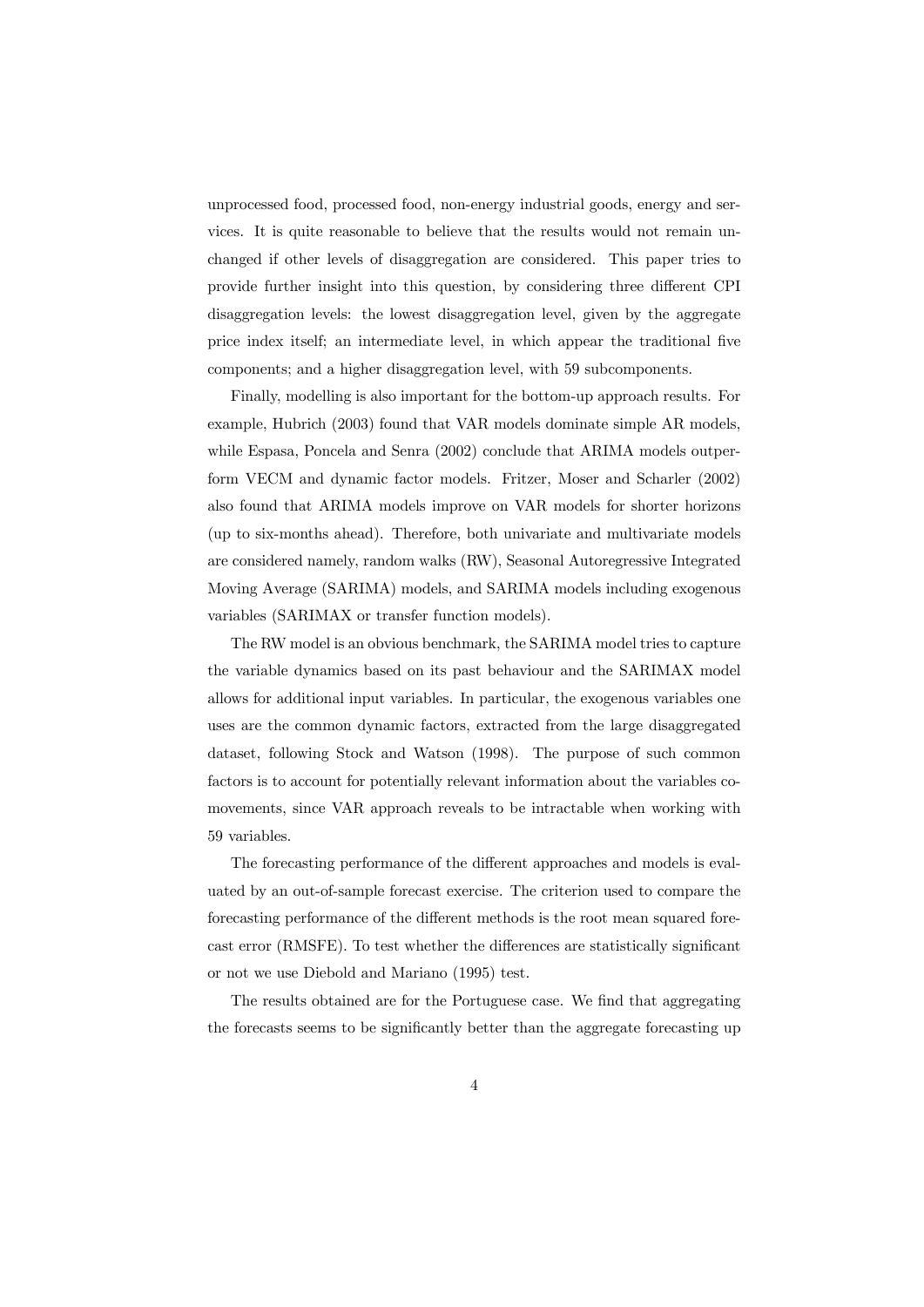unprocessed food, processed food, non-energy industrial goods, energy and services. It is quite reasonable to believe that the results would not remain unchanged if other levels of disaggregation are considered. This paper tries to provide further insight into this question, by considering three different CPI disaggregation levels: the lowest disaggregation level, given by the aggregate price index itself; an intermediate level, in which appear the traditional five components; and a higher disaggregation level, with 59 subcomponents.

Finally, modelling is also important for the bottom-up approach results. For example, Hubrich (2003) found that VAR models dominate simple AR models, while Espasa, Poncela and Senra (2002) conclude that ARIMA models outperform VECM and dynamic factor models. Fritzer, Moser and Scharler (2002) also found that ARIMA models improve on VAR models for shorter horizons (up to six-months ahead). Therefore, both univariate and multivariate models are considered namely, random walks (RW), Seasonal Autoregressive Integrated Moving Average (SARIMA) models, and SARIMA models including exogenous variables (SARIMAX or transfer function models).

The RW model is an obvious benchmark, the SARIMA model tries to capture the variable dynamics based on its past behaviour and the SARIMAX model allows for additional input variables. In particular, the exogenous variables one uses are the common dynamic factors, extracted from the large disaggregated dataset, following Stock and Watson (1998). The purpose of such common factors is to account for potentially relevant information about the variables comovements, since VAR approach reveals to be intractable when working with 59 variables.

The forecasting performance of the different approaches and models is evaluated by an out-of-sample forecast exercise. The criterion used to compare the forecasting performance of the different methods is the root mean squared forecast error (RMSFE). To test whether the differences are statistically significant or not we use Diebold and Mariano (1995) test.

The results obtained are for the Portuguese case. We find that aggregating the forecasts seems to be significantly better than the aggregate forecasting up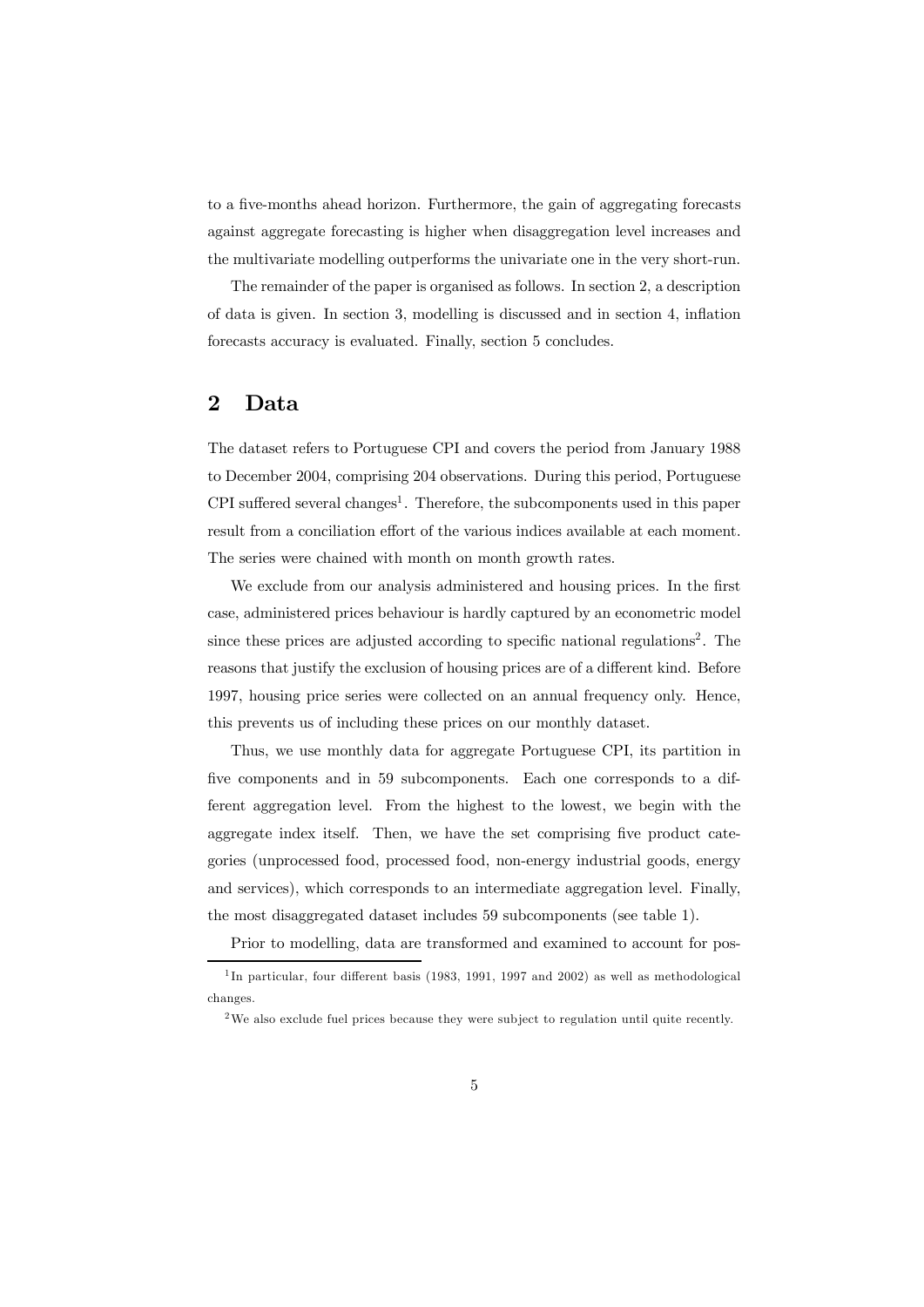to a five-months ahead horizon. Furthermore, the gain of aggregating forecasts against aggregate forecasting is higher when disaggregation level increases and the multivariate modelling outperforms the univariate one in the very short-run.

The remainder of the paper is organised as follows. In section 2, a description of data is given. In section 3, modelling is discussed and in section 4, inflation forecasts accuracy is evaluated. Finally, section 5 concludes.

## 2 Data

The dataset refers to Portuguese CPI and covers the period from January 1988 to December 2004, comprising 204 observations. During this period, Portuguese CPI suffered several changes[1]. Therefore, the subcomponents used in this paper result from a conciliation effort of the various indices available at each moment. The series were chained with month on month growth rates.

We exclude from our analysis administered and housing prices. In the first case, administered prices behaviour is hardly captured by an econometric model since these prices are adjusted according to specific national regulations[2]. The reasons that justify the exclusion of housing prices are of a different kind. Before 1997, housing price series were collected on an annual frequency only. Hence, this prevents us of including these prices on our monthly dataset.

Thus, we use monthly data for aggregate Portuguese CPI, its partition in five components and in 59 subcomponents. Each one corresponds to a different aggregation level. From the highest to the lowest, we begin with the aggregate index itself. Then, we have the set comprising five product categories (unprocessed food, processed food, non-energy industrial goods, energy and services), which corresponds to an intermediate aggregation level. Finally, the most disaggregated dataset includes 59 subcomponents (see table 1).

Prior to modelling, data are transformed and examined to account for pos-

[1] In particular, four different basis (1983, 1991, 1997 and 2002) as well as methodological changes.

[2] We also exclude fuel prices because they were subject to regulation until quite recently.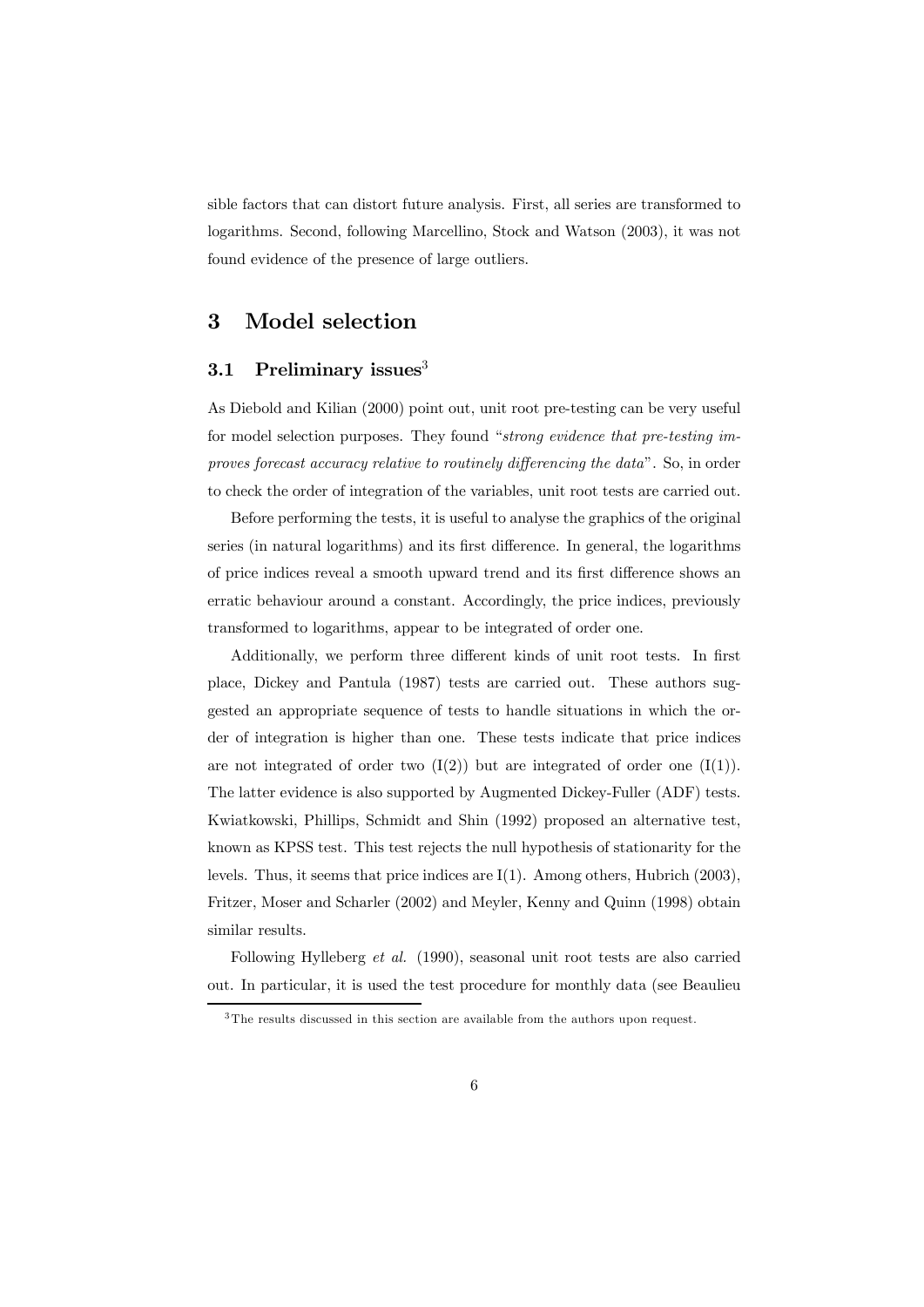sible factors that can distort future analysis. First, all series are transformed to logarithms. Second, following Marcellino, Stock and Watson (2003), it was not found evidence of the presence of large outliers.

# 3 Model selection

## 3.1 Preliminary issues[3]

As Diebold and Kilian (2000) point out, unit root pre-testing can be very useful for model selection purposes. They found "*strong evidence that pre-testing improves forecast accuracy relative to routinely differencing the data*". So, in order to check the order of integration of the variables, unit root tests are carried out.

Before performing the tests, it is useful to analyse the graphics of the original series (in natural logarithms) and its first difference. In general, the logarithms of price indices reveal a smooth upward trend and its first difference shows an erratic behaviour around a constant. Accordingly, the price indices, previously transformed to logarithms, appear to be integrated of order one.

Additionally, we perform three different kinds of unit root tests. In first place, Dickey and Pantula (1987) tests are carried out. These authors suggested an appropriate sequence of tests to handle situations in which the order of integration is higher than one. These tests indicate that price indices are not integrated of order two (I(2)) but are integrated of order one (I(1)). The latter evidence is also supported by Augmented Dickey-Fuller (ADF) tests. Kwiatkowski, Phillips, Schmidt and Shin (1992) proposed an alternative test, known as KPSS test. This test rejects the null hypothesis of stationarity for the levels. Thus, it seems that price indices are I(1). Among others, Hubrich (2003), Fritzer, Moser and Scharler (2002) and Meyler, Kenny and Quinn (1998) obtain similar results.

Following Hylleberg *et al.* (1990), seasonal unit root tests are also carried out. In particular, it is used the test procedure for monthly data (see Beaulieu

[3] The results discussed in this section are available from the authors upon request.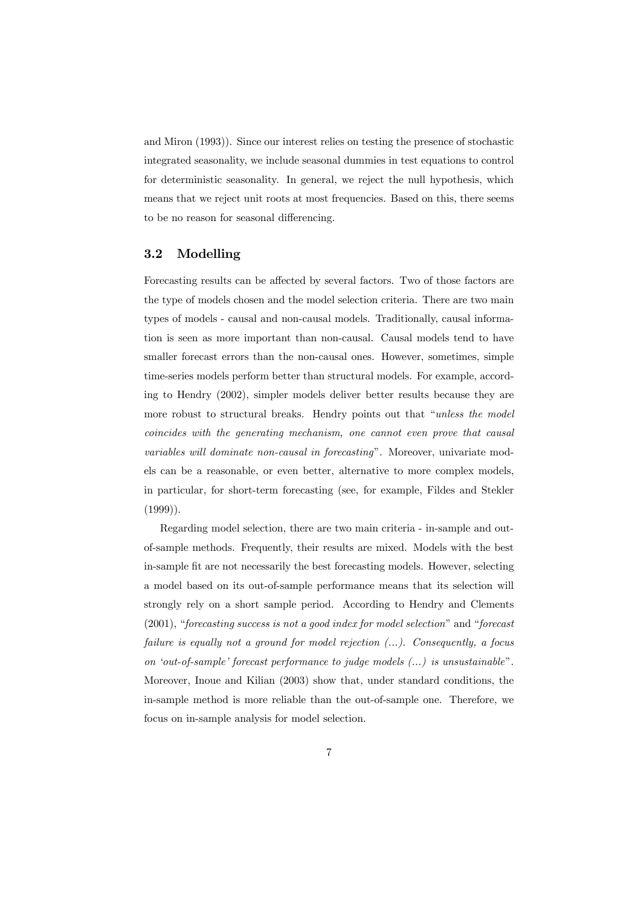and Miron (1993)). Since our interest relies on testing the presence of stochastic integrated seasonality, we include seasonal dummies in test equations to control for deterministic seasonality. In general, we reject the null hypothesis, which means that we reject unit roots at most frequencies. Based on this, there seems to be no reason for seasonal differencing.

### 3.2 Modelling

Forecasting results can be affected by several factors. Two of those factors are the type of models chosen and the model selection criteria. There are two main types of models - causal and non-causal models. Traditionally, causal information is seen as more important than non-causal. Causal models tend to have smaller forecast errors than the non-causal ones. However, sometimes, simple time-series models perform better than structural models. For example, according to Hendry (2002), simpler models deliver better results because they are more robust to structural breaks. Hendry points out that "*unless the model coincides with the generating mechanism, one cannot even prove that causal variables will dominate non-causal in forecasting*". Moreover, univariate models can be a reasonable, or even better, alternative to more complex models, in particular, for short-term forecasting (see, for example, Fildes and Stekler (1999)).

Regarding model selection, there are two main criteria - in-sample and out-of-sample methods. Frequently, their results are mixed. Models with the best in-sample fit are not necessarily the best forecasting models. However, selecting a model based on its out-of-sample performance means that its selection will strongly rely on a short sample period. According to Hendry and Clements (2001), "*forecasting success is not a good index for model selection*" and "*forecast failure is equally not a ground for model rejection (...). Consequently, a focus on 'out-of-sample' forecast performance to judge models (...) is unsustainable*". Moreover, Inoue and Kilian (2003) show that, under standard conditions, the in-sample method is more reliable than the out-of-sample one. Therefore, we focus on in-sample analysis for model selection.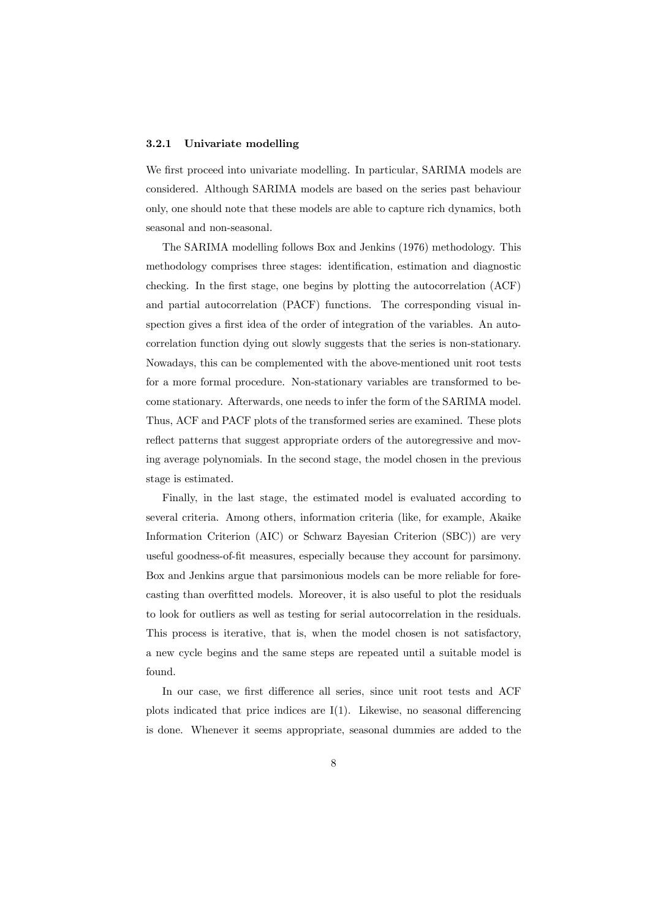### 3.2.1 Univariate modelling

We first proceed into univariate modelling. In particular, SARIMA models are considered. Although SARIMA models are based on the series past behaviour only, one should note that these models are able to capture rich dynamics, both seasonal and non-seasonal.

The SARIMA modelling follows Box and Jenkins (1976) methodology. This methodology comprises three stages: identification, estimation and diagnostic checking. In the first stage, one begins by plotting the autocorrelation (ACF) and partial autocorrelation (PACF) functions. The corresponding visual inspection gives a first idea of the order of integration of the variables. An autocorrelation function dying out slowly suggests that the series is non-stationary. Nowadays, this can be complemented with the above-mentioned unit root tests for a more formal procedure. Non-stationary variables are transformed to become stationary. Afterwards, one needs to infer the form of the SARIMA model. Thus, ACF and PACF plots of the transformed series are examined. These plots reflect patterns that suggest appropriate orders of the autoregressive and moving average polynomials. In the second stage, the model chosen in the previous stage is estimated.

Finally, in the last stage, the estimated model is evaluated according to several criteria. Among others, information criteria (like, for example, Akaike Information Criterion (AIC) or Schwarz Bayesian Criterion (SBC)) are very useful goodness-of-fit measures, especially because they account for parsimony. Box and Jenkins argue that parsimonious models can be more reliable for forecasting than overfitted models. Moreover, it is also useful to plot the residuals to look for outliers as well as testing for serial autocorrelation in the residuals. This process is iterative, that is, when the model chosen is not satisfactory, a new cycle begins and the same steps are repeated until a suitable model is found.

In our case, we first difference all series, since unit root tests and ACF plots indicated that price indices are I(1). Likewise, no seasonal differencing is done. Whenever it seems appropriate, seasonal dummies are added to the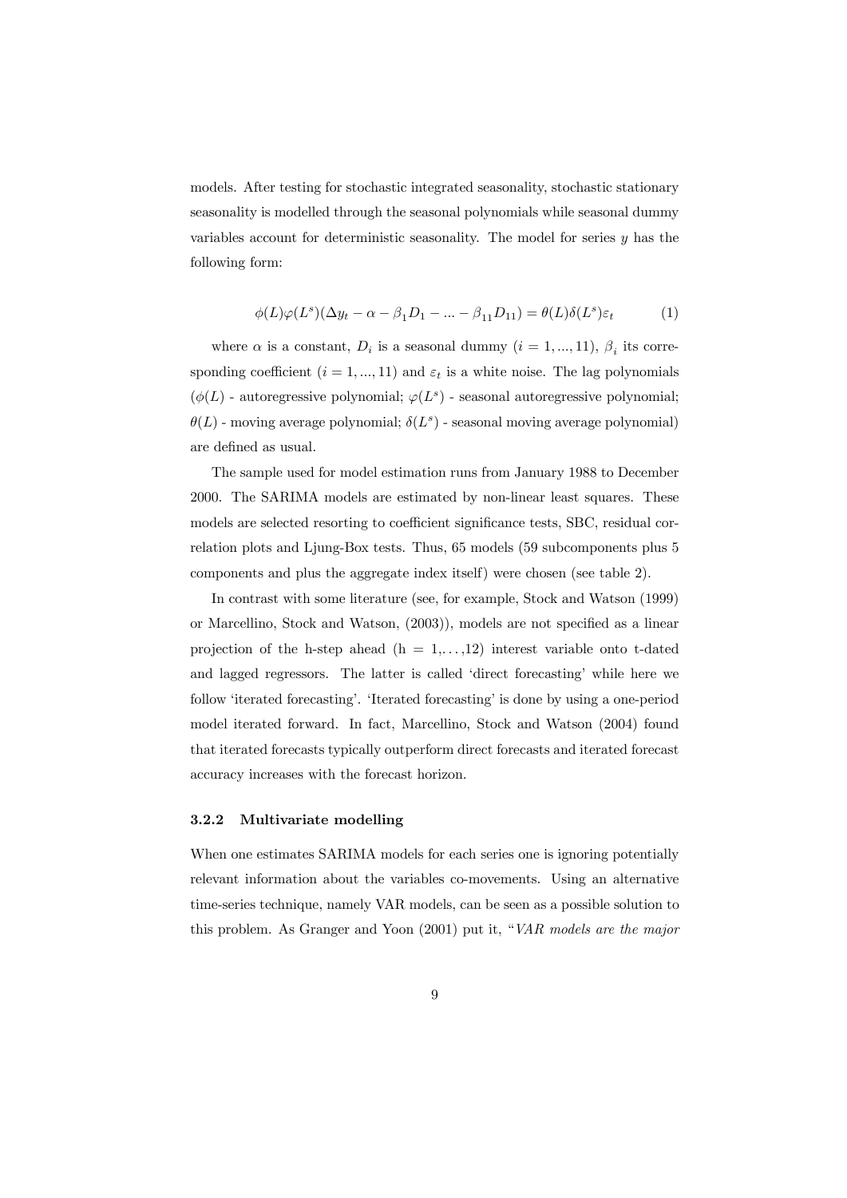models. After testing for stochastic integrated seasonality, stochastic stationary seasonality is modelled through the seasonal polynomials while seasonal dummy variables account for deterministic seasonality. The model for series $y$ has the following form:

$$\phi(L)\varphi(L^s)(\Delta y_t - \alpha - \beta_1 D_1 - ... - \beta_{11} D_{11}) = \theta(L)\delta(L^s)\varepsilon_t \qquad (1)$$

where $\alpha$ is a constant, $D_i$ is a seasonal dummy ($i = 1, ..., 11$), $\beta_i$ its corresponding coefficient ($i = 1, ..., 11$) and $\varepsilon_t$ is a white noise. The lag polynomials ($\phi(L)$ - autoregressive polynomial; $\varphi(L^s)$ - seasonal autoregressive polynomial; $\theta(L)$ - moving average polynomial; $\delta(L^s)$ - seasonal moving average polynomial) are defined as usual.

The sample used for model estimation runs from January 1988 to December 2000. The SARIMA models are estimated by non-linear least squares. These models are selected resorting to coefficient significance tests, SBC, residual correlation plots and Ljung-Box tests. Thus, 65 models (59 subcomponents plus 5 components and plus the aggregate index itself) were chosen (see table 2).

In contrast with some literature (see, for example, Stock and Watson (1999) or Marcellino, Stock and Watson, (2003)), models are not specified as a linear projection of the h-step ahead (h = 1,. . . ,12) interest variable onto t-dated and lagged regressors. The latter is called 'direct forecasting' while here we follow 'iterated forecasting'. 'Iterated forecasting' is done by using a one-period model iterated forward. In fact, Marcellino, Stock and Watson (2004) found that iterated forecasts typically outperform direct forecasts and iterated forecast accuracy increases with the forecast horizon.

### 3.2.2 Multivariate modelling

When one estimates SARIMA models for each series one is ignoring potentially relevant information about the variables co-movements. Using an alternative time-series technique, namely VAR models, can be seen as a possible solution to this problem. As Granger and Yoon (2001) put it, "*VAR models are the major*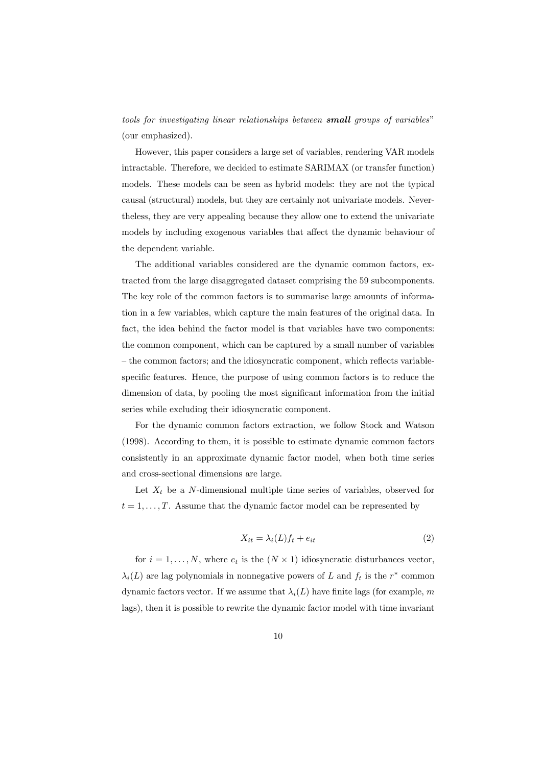*tools for investigating linear relationships between* ***small*** *groups of variables*" (our emphasized).

However, this paper considers a large set of variables, rendering VAR models intractable. Therefore, we decided to estimate SARIMAX (or transfer function) models. These models can be seen as hybrid models: they are not the typical causal (structural) models, but they are certainly not univariate models. Nevertheless, they are very appealing because they allow one to extend the univariate models by including exogenous variables that affect the dynamic behaviour of the dependent variable.

The additional variables considered are the dynamic common factors, extracted from the large disaggregated dataset comprising the 59 subcomponents. The key role of the common factors is to summarise large amounts of information in a few variables, which capture the main features of the original data. In fact, the idea behind the factor model is that variables have two components: the common component, which can be captured by a small number of variables – the common factors; and the idiosyncratic component, which reflects variable-specific features. Hence, the purpose of using common factors is to reduce the dimension of data, by pooling the most significant information from the initial series while excluding their idiosyncratic component.

For the dynamic common factors extraction, we follow Stock and Watson (1998). According to them, it is possible to estimate dynamic common factors consistently in an approximate dynamic factor model, when both time series and cross-sectional dimensions are large.

Let $X_t$ be a $N$-dimensional multiple time series of variables, observed for $t = 1, \ldots, T$. Assume that the dynamic factor model can be represented by

$$X_{it} = \lambda_i(L) f_t + e_{it} \tag{2}$$

for $i = 1, \ldots, N$, where $e_t$ is the $(N \times 1)$ idiosyncratic disturbances vector, $\lambda_i(L)$ are lag polynomials in nonnegative powers of $L$ and $f_t$ is the $r^*$ common dynamic factors vector. If we assume that $\lambda_i(L)$ have finite lags (for example, $m$ lags), then it is possible to rewrite the dynamic factor model with time invariant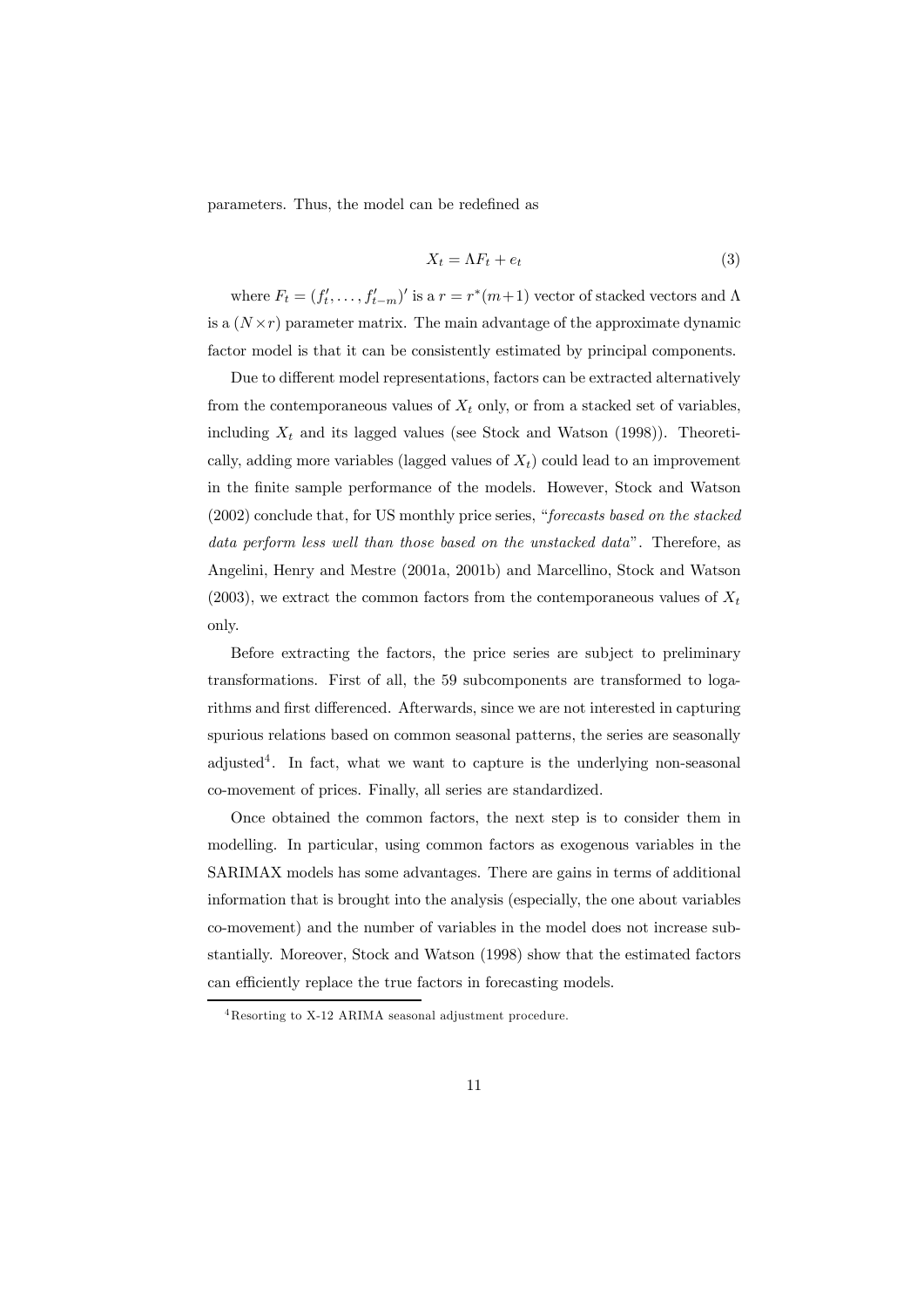parameters. Thus, the model can be redefined as

$$X_t = \Lambda F_t + e_t \tag{3}$$

where $F_t = (f_t', \ldots, f_{t-m}')'$ is a $r = r^*(m+1)$ vector of stacked vectors and $\Lambda$ is a $(N \times r)$ parameter matrix. The main advantage of the approximate dynamic factor model is that it can be consistently estimated by principal components.

Due to different model representations, factors can be extracted alternatively from the contemporaneous values of $X_t$ only, or from a stacked set of variables, including $X_t$ and its lagged values (see Stock and Watson (1998)). Theoretically, adding more variables (lagged values of $X_t$) could lead to an improvement in the finite sample performance of the models. However, Stock and Watson (2002) conclude that, for US monthly price series, "*forecasts based on the stacked data perform less well than those based on the unstacked data*". Therefore, as Angelini, Henry and Mestre (2001a, 2001b) and Marcellino, Stock and Watson (2003), we extract the common factors from the contemporaneous values of $X_t$ only.

Before extracting the factors, the price series are subject to preliminary transformations. First of all, the 59 subcomponents are transformed to logarithms and first differenced. Afterwards, since we are not interested in capturing spurious relations based on common seasonal patterns, the series are seasonally adjusted[4]. In fact, what we want to capture is the underlying non-seasonal co-movement of prices. Finally, all series are standardized.

Once obtained the common factors, the next step is to consider them in modelling. In particular, using common factors as exogenous variables in the SARIMAX models has some advantages. There are gains in terms of additional information that is brought into the analysis (especially, the one about variables co-movement) and the number of variables in the model does not increase substantially. Moreover, Stock and Watson (1998) show that the estimated factors can efficiently replace the true factors in forecasting models.

[4] Resorting to X-12 ARIMA seasonal adjustment procedure.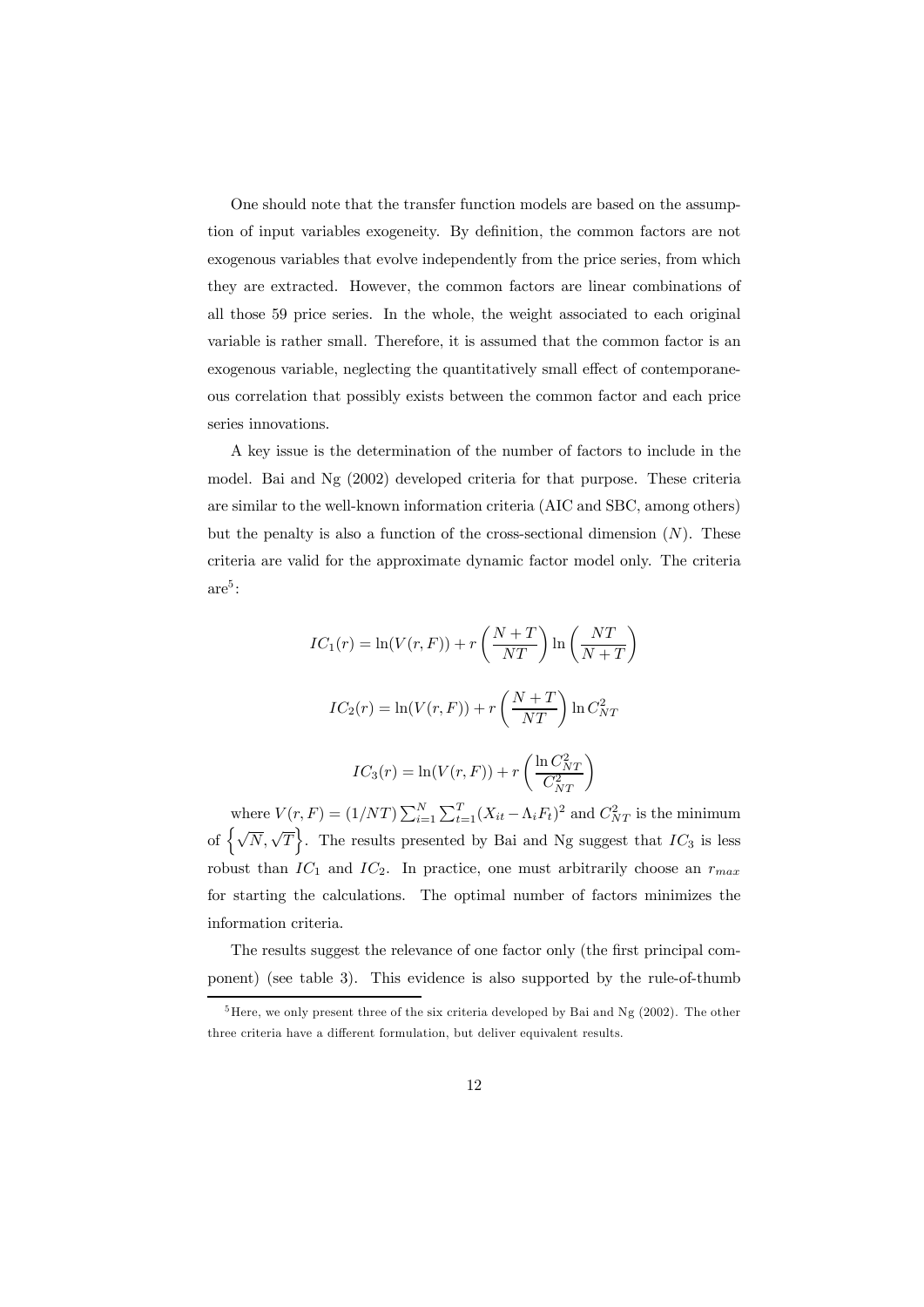One should note that the transfer function models are based on the assumption of input variables exogeneity. By definition, the common factors are not exogenous variables that evolve independently from the price series, from which they are extracted. However, the common factors are linear combinations of all those 59 price series. In the whole, the weight associated to each original variable is rather small. Therefore, it is assumed that the common factor is an exogenous variable, neglecting the quantitatively small effect of contemporaneous correlation that possibly exists between the common factor and each price series innovations.

A key issue is the determination of the number of factors to include in the model. Bai and Ng (2002) developed criteria for that purpose. These criteria are similar to the well-known information criteria (AIC and SBC, among others) but the penalty is also a function of the cross-sectional dimension ($N$). These criteria are valid for the approximate dynamic factor model only. The criteria are[5]:

$$IC_1(r) = \ln(V(r,F)) + r\left(\frac{N+T}{NT}\right)\ln\left(\frac{NT}{N+T}\right)$$

$$IC_2(r) = \ln(V(r,F)) + r\left(\frac{N+T}{NT}\right)\ln C_{NT}^2$$

$$IC_3(r) = \ln(V(r,F)) + r\left(\frac{\ln C_{NT}^2}{C_{NT}^2}\right)$$

where $V(r,F) = (1/NT)\sum_{i=1}^{N}\sum_{t=1}^{T}(X_{it} - \Lambda_i F_t)^2$ and $C_{NT}^2$ is the minimum of $\left\{\sqrt{N}, \sqrt{T}\right\}$. The results presented by Bai and Ng suggest that $IC_3$ is less robust than $IC_1$ and $IC_2$. In practice, one must arbitrarily choose an $r_{max}$ for starting the calculations. The optimal number of factors minimizes the information criteria.

The results suggest the relevance of one factor only (the first principal component) (see table 3). This evidence is also supported by the rule-of-thumb

[5] Here, we only present three of the six criteria developed by Bai and Ng (2002). The other three criteria have a different formulation, but deliver equivalent results.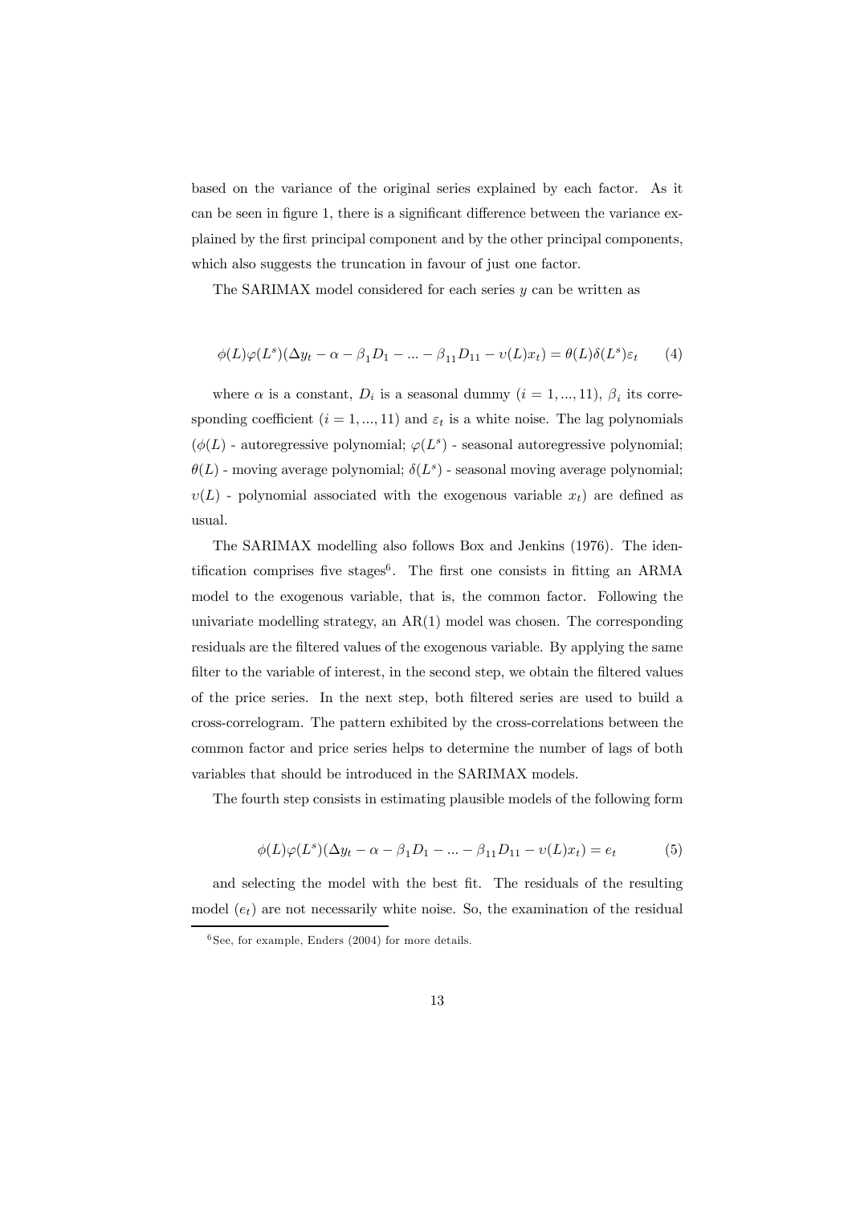based on the variance of the original series explained by each factor. As it can be seen in figure 1, there is a significant difference between the variance explained by the first principal component and by the other principal components, which also suggests the truncation in favour of just one factor.

The SARIMAX model considered for each series $y$ can be written as

$$\phi(L)\varphi(L^s)(\Delta y_t - \alpha - \beta_1 D_1 - ... - \beta_{11} D_{11} - \upsilon(L)x_t) = \theta(L)\delta(L^s)\varepsilon_t \qquad (4)$$

where $\alpha$ is a constant, $D_i$ is a seasonal dummy $(i = 1, ..., 11)$, $\beta_i$ its corresponding coefficient $(i = 1, ..., 11)$ and $\varepsilon_t$ is a white noise. The lag polynomials ($\phi(L)$ - autoregressive polynomial; $\varphi(L^s)$ - seasonal autoregressive polynomial; $\theta(L)$ - moving average polynomial; $\delta(L^s)$ - seasonal moving average polynomial; $\upsilon(L)$ - polynomial associated with the exogenous variable $x_t$) are defined as usual.

The SARIMAX modelling also follows Box and Jenkins (1976). The identification comprises five stages[6]. The first one consists in fitting an ARMA model to the exogenous variable, that is, the common factor. Following the univariate modelling strategy, an AR(1) model was chosen. The corresponding residuals are the filtered values of the exogenous variable. By applying the same filter to the variable of interest, in the second step, we obtain the filtered values of the price series. In the next step, both filtered series are used to build a cross-correlogram. The pattern exhibited by the cross-correlations between the common factor and price series helps to determine the number of lags of both variables that should be introduced in the SARIMAX models.

The fourth step consists in estimating plausible models of the following form

$$\phi(L)\varphi(L^s)(\Delta y_t - \alpha - \beta_1 D_1 - ... - \beta_{11} D_{11} - \upsilon(L)x_t) = e_t \qquad (5)$$

and selecting the model with the best fit. The residuals of the resulting model ($e_t$) are not necessarily white noise. So, the examination of the residual

[6] See, for example, Enders (2004) for more details.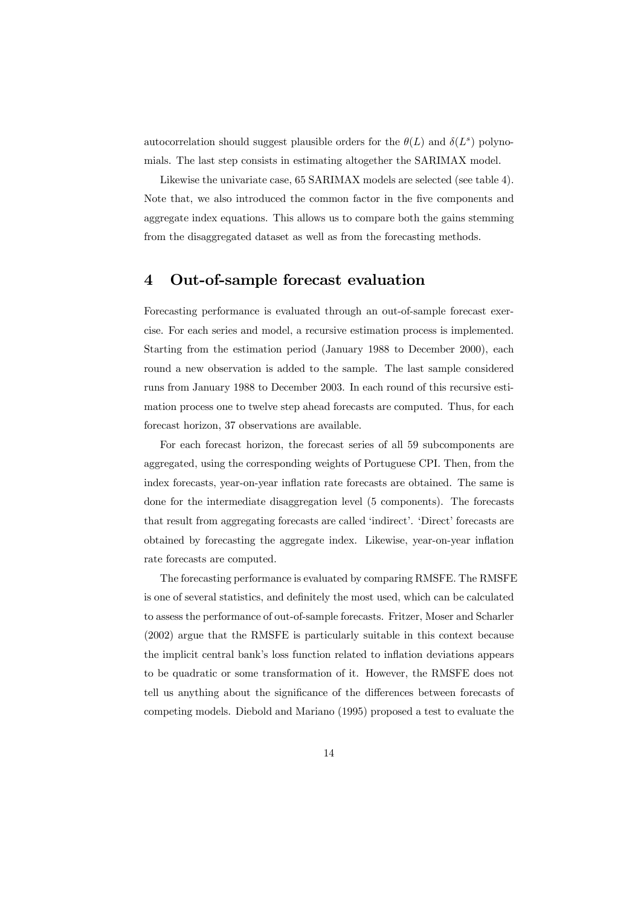autocorrelation should suggest plausible orders for the $\theta(L)$ and $\delta(L^s)$ polynomials. The last step consists in estimating altogether the SARIMAX model.

Likewise the univariate case, 65 SARIMAX models are selected (see table 4). Note that, we also introduced the common factor in the five components and aggregate index equations. This allows us to compare both the gains stemming from the disaggregated dataset as well as from the forecasting methods.

# 4 Out-of-sample forecast evaluation

Forecasting performance is evaluated through an out-of-sample forecast exercise. For each series and model, a recursive estimation process is implemented. Starting from the estimation period (January 1988 to December 2000), each round a new observation is added to the sample. The last sample considered runs from January 1988 to December 2003. In each round of this recursive estimation process one to twelve step ahead forecasts are computed. Thus, for each forecast horizon, 37 observations are available.

For each forecast horizon, the forecast series of all 59 subcomponents are aggregated, using the corresponding weights of Portuguese CPI. Then, from the index forecasts, year-on-year inflation rate forecasts are obtained. The same is done for the intermediate disaggregation level (5 components). The forecasts that result from aggregating forecasts are called 'indirect'. 'Direct' forecasts are obtained by forecasting the aggregate index. Likewise, year-on-year inflation rate forecasts are computed.

The forecasting performance is evaluated by comparing RMSFE. The RMSFE is one of several statistics, and definitely the most used, which can be calculated to assess the performance of out-of-sample forecasts. Fritzer, Moser and Scharler (2002) argue that the RMSFE is particularly suitable in this context because the implicit central bank's loss function related to inflation deviations appears to be quadratic or some transformation of it. However, the RMSFE does not tell us anything about the significance of the differences between forecasts of competing models. Diebold and Mariano (1995) proposed a test to evaluate the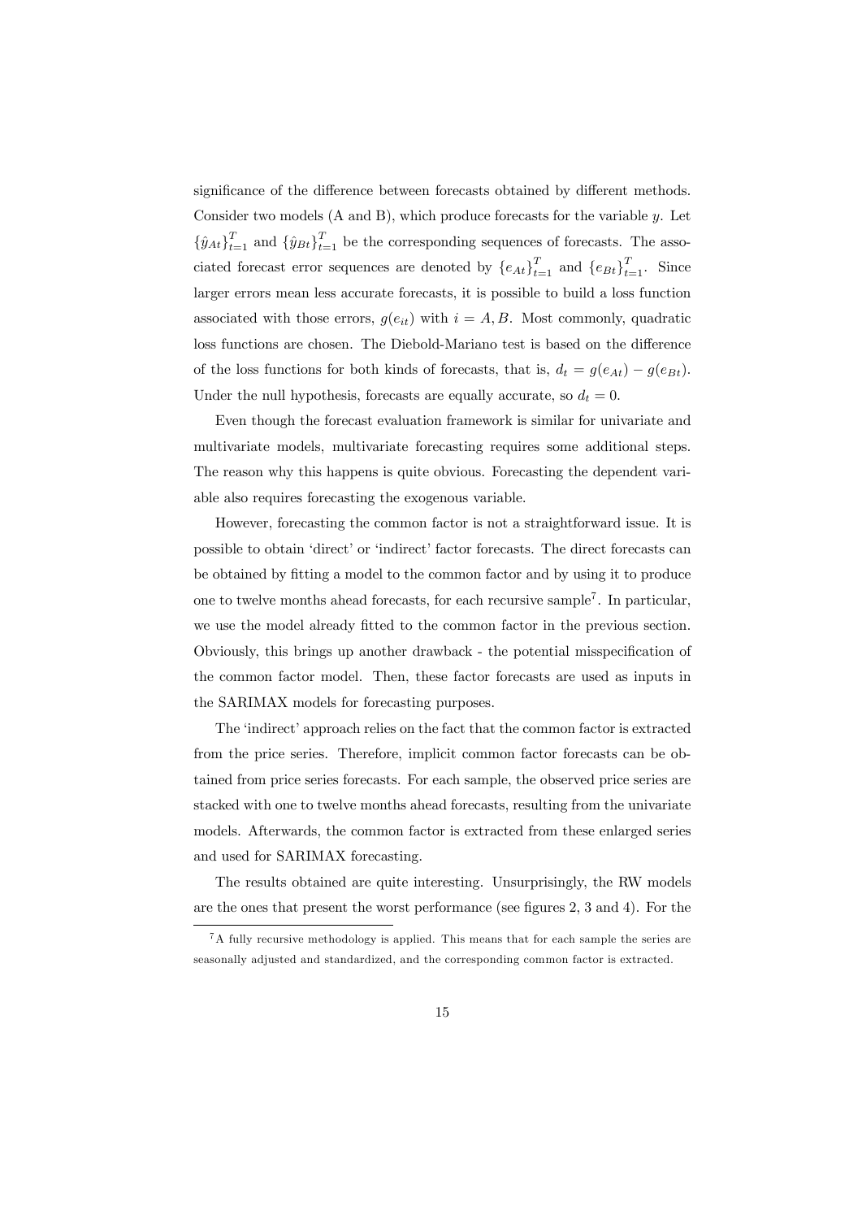significance of the difference between forecasts obtained by different methods. Consider two models (A and B), which produce forecasts for the variable $y$. Let $\{\hat{y}_{At}\}_{t=1}^{T}$ and $\{\hat{y}_{Bt}\}_{t=1}^{T}$ be the corresponding sequences of forecasts. The associated forecast error sequences are denoted by $\{e_{At}\}_{t=1}^{T}$ and $\{e_{Bt}\}_{t=1}^{T}$. Since larger errors mean less accurate forecasts, it is possible to build a loss function associated with those errors, $g(e_{it})$ with $i = A, B$. Most commonly, quadratic loss functions are chosen. The Diebold-Mariano test is based on the difference of the loss functions for both kinds of forecasts, that is, $d_t = g(e_{At}) - g(e_{Bt})$. Under the null hypothesis, forecasts are equally accurate, so $d_t = 0$.

Even though the forecast evaluation framework is similar for univariate and multivariate models, multivariate forecasting requires some additional steps. The reason why this happens is quite obvious. Forecasting the dependent variable also requires forecasting the exogenous variable.

However, forecasting the common factor is not a straightforward issue. It is possible to obtain 'direct' or 'indirect' factor forecasts. The direct forecasts can be obtained by fitting a model to the common factor and by using it to produce one to twelve months ahead forecasts, for each recursive sample[7]. In particular, we use the model already fitted to the common factor in the previous section. Obviously, this brings up another drawback - the potential misspecification of the common factor model. Then, these factor forecasts are used as inputs in the SARIMAX models for forecasting purposes.

The 'indirect' approach relies on the fact that the common factor is extracted from the price series. Therefore, implicit common factor forecasts can be obtained from price series forecasts. For each sample, the observed price series are stacked with one to twelve months ahead forecasts, resulting from the univariate models. Afterwards, the common factor is extracted from these enlarged series and used for SARIMAX forecasting.

The results obtained are quite interesting. Unsurprisingly, the RW models are the ones that present the worst performance (see figures 2, 3 and 4). For the

[7] A fully recursive methodology is applied. This means that for each sample the series are seasonally adjusted and standardized, and the corresponding common factor is extracted.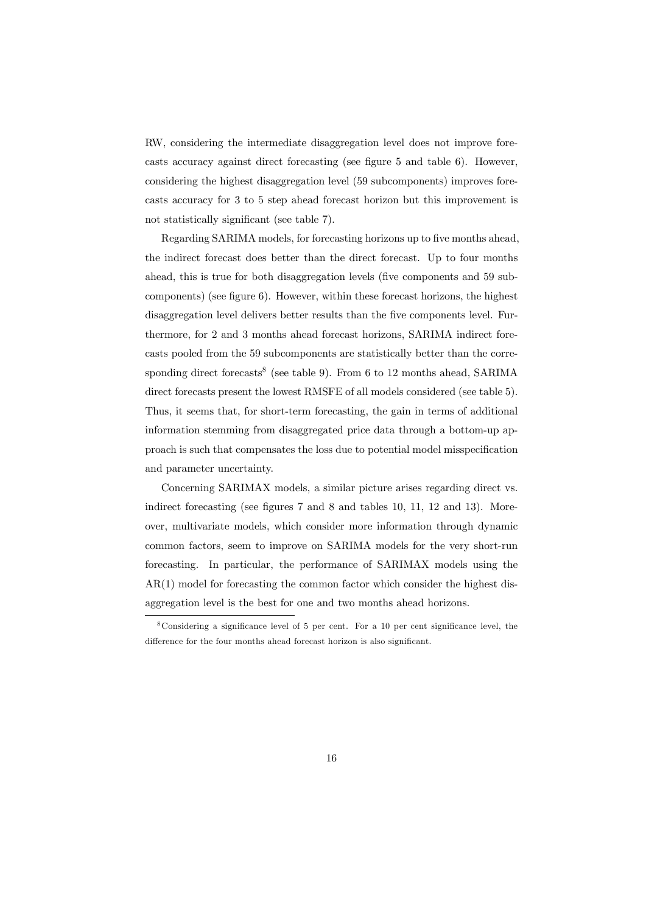RW, considering the intermediate disaggregation level does not improve forecasts accuracy against direct forecasting (see figure 5 and table 6). However, considering the highest disaggregation level (59 subcomponents) improves forecasts accuracy for 3 to 5 step ahead forecast horizon but this improvement is not statistically significant (see table 7).

Regarding SARIMA models, for forecasting horizons up to five months ahead, the indirect forecast does better than the direct forecast. Up to four months ahead, this is true for both disaggregation levels (five components and 59 subcomponents) (see figure 6). However, within these forecast horizons, the highest disaggregation level delivers better results than the five components level. Furthermore, for 2 and 3 months ahead forecast horizons, SARIMA indirect forecasts pooled from the 59 subcomponents are statistically better than the corresponding direct forecasts[8] (see table 9). From 6 to 12 months ahead, SARIMA direct forecasts present the lowest RMSFE of all models considered (see table 5). Thus, it seems that, for short-term forecasting, the gain in terms of additional information stemming from disaggregated price data through a bottom-up approach is such that compensates the loss due to potential model misspecification and parameter uncertainty.

Concerning SARIMAX models, a similar picture arises regarding direct vs. indirect forecasting (see figures 7 and 8 and tables 10, 11, 12 and 13). Moreover, multivariate models, which consider more information through dynamic common factors, seem to improve on SARIMA models for the very short-run forecasting. In particular, the performance of SARIMAX models using the AR(1) model for forecasting the common factor which consider the highest disaggregation level is the best for one and two months ahead horizons.

[8] Considering a significance level of 5 per cent. For a 10 per cent significance level, the difference for the four months ahead forecast horizon is also significant.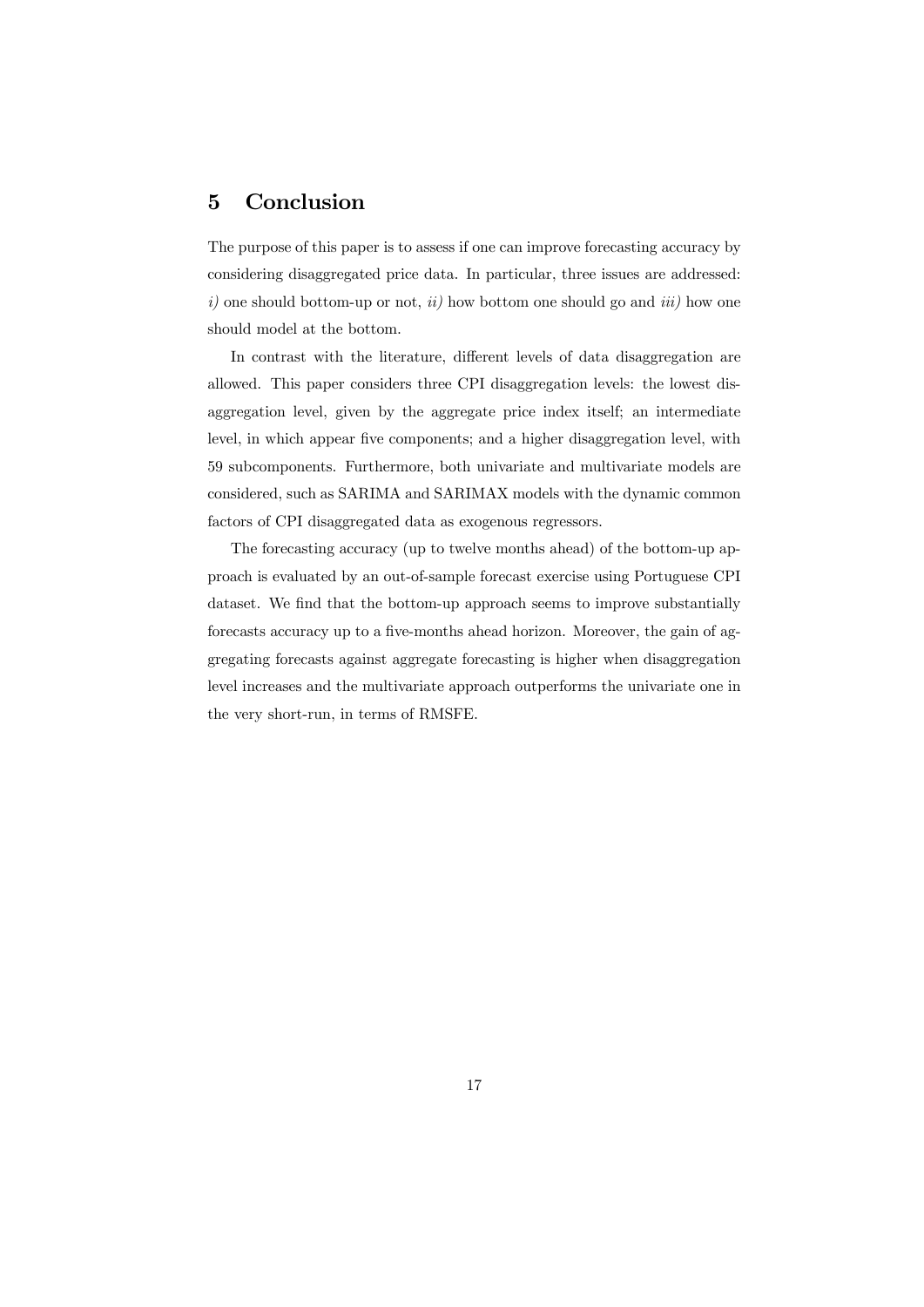## 5 Conclusion

The purpose of this paper is to assess if one can improve forecasting accuracy by considering disaggregated price data. In particular, three issues are addressed: *i)* one should bottom-up or not, *ii)* how bottom one should go and *iii)* how one should model at the bottom.

In contrast with the literature, different levels of data disaggregation are allowed. This paper considers three CPI disaggregation levels: the lowest disaggregation level, given by the aggregate price index itself; an intermediate level, in which appear five components; and a higher disaggregation level, with 59 subcomponents. Furthermore, both univariate and multivariate models are considered, such as SARIMA and SARIMAX models with the dynamic common factors of CPI disaggregated data as exogenous regressors.

The forecasting accuracy (up to twelve months ahead) of the bottom-up approach is evaluated by an out-of-sample forecast exercise using Portuguese CPI dataset. We find that the bottom-up approach seems to improve substantially forecasts accuracy up to a five-months ahead horizon. Moreover, the gain of aggregating forecasts against aggregate forecasting is higher when disaggregation level increases and the multivariate approach outperforms the univariate one in the very short-run, in terms of RMSFE.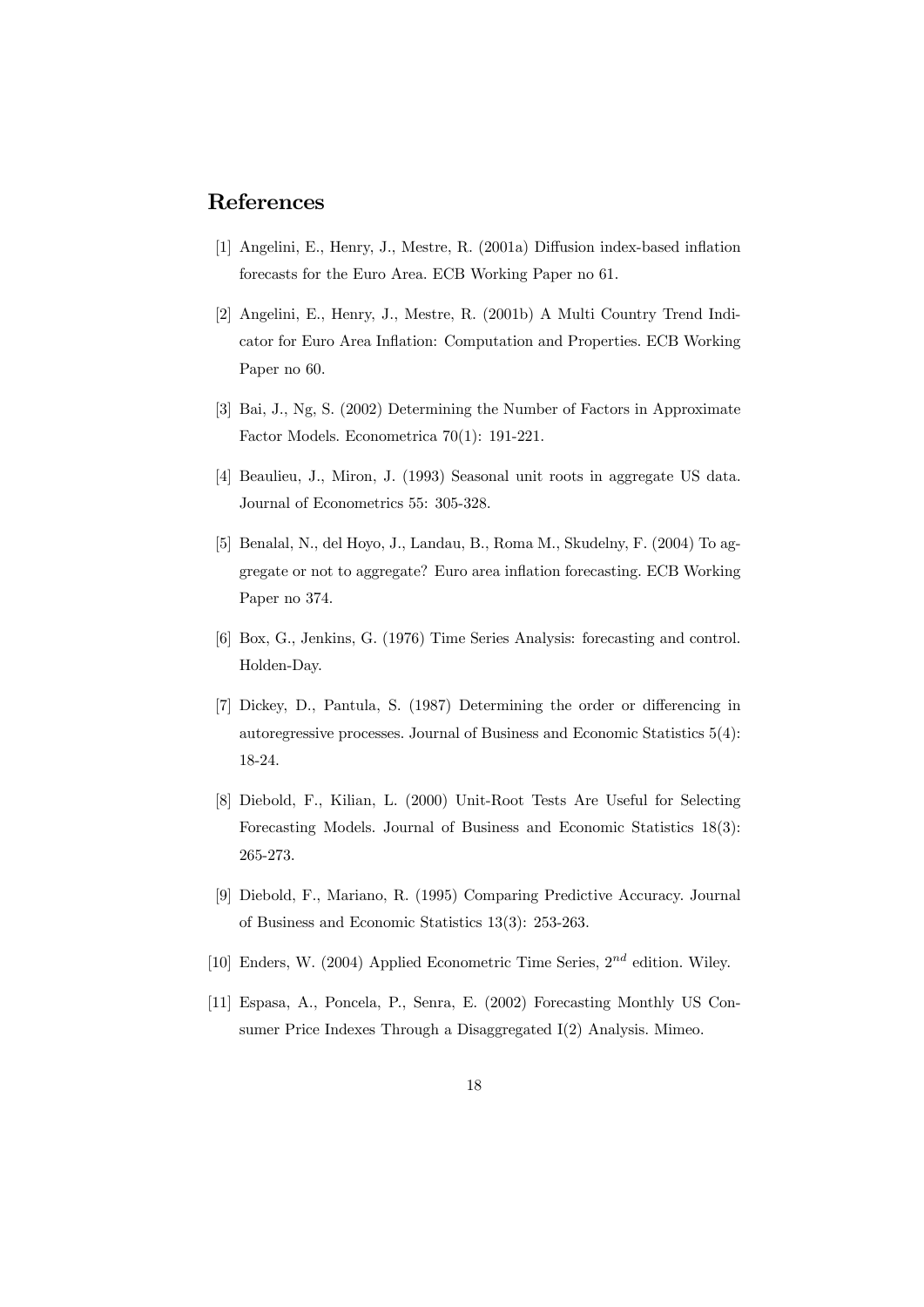## References

[1] Angelini, E., Henry, J., Mestre, R. (2001a) Diffusion index-based inflation forecasts for the Euro Area. ECB Working Paper no 61.

[2] Angelini, E., Henry, J., Mestre, R. (2001b) A Multi Country Trend Indicator for Euro Area Inflation: Computation and Properties. ECB Working Paper no 60.

[3] Bai, J., Ng, S. (2002) Determining the Number of Factors in Approximate Factor Models. Econometrica 70(1): 191-221.

[4] Beaulieu, J., Miron, J. (1993) Seasonal unit roots in aggregate US data. Journal of Econometrics 55: 305-328.

[5] Benalal, N., del Hoyo, J., Landau, B., Roma M., Skudelny, F. (2004) To aggregate or not to aggregate? Euro area inflation forecasting. ECB Working Paper no 374.

[6] Box, G., Jenkins, G. (1976) Time Series Analysis: forecasting and control. Holden-Day.

[7] Dickey, D., Pantula, S. (1987) Determining the order or differencing in autoregressive processes. Journal of Business and Economic Statistics 5(4): 18-24.

[8] Diebold, F., Kilian, L. (2000) Unit-Root Tests Are Useful for Selecting Forecasting Models. Journal of Business and Economic Statistics 18(3): 265-273.

[9] Diebold, F., Mariano, R. (1995) Comparing Predictive Accuracy. Journal of Business and Economic Statistics 13(3): 253-263.

[10] Enders, W. (2004) Applied Econometric Time Series, $2^{nd}$ edition. Wiley.

[11] Espasa, A., Poncela, P., Senra, E. (2002) Forecasting Monthly US Consumer Price Indexes Through a Disaggregated I(2) Analysis. Mimeo.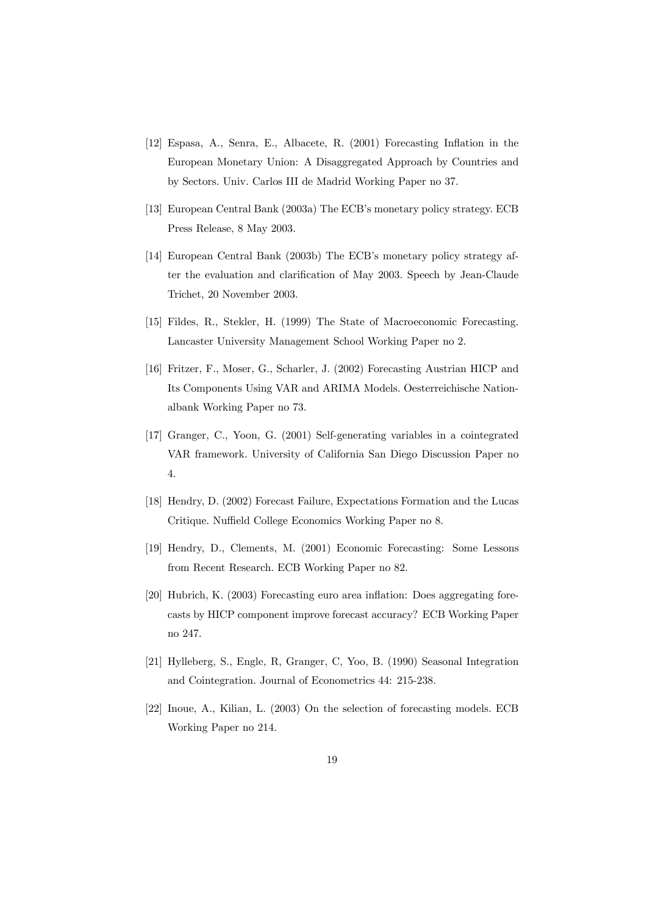[12] Espasa, A., Senra, E., Albacete, R. (2001) Forecasting Inflation in the European Monetary Union: A Disaggregated Approach by Countries and by Sectors. Univ. Carlos III de Madrid Working Paper no 37.

[13] European Central Bank (2003a) The ECB's monetary policy strategy. ECB Press Release, 8 May 2003.

[14] European Central Bank (2003b) The ECB's monetary policy strategy after the evaluation and clarification of May 2003. Speech by Jean-Claude Trichet, 20 November 2003.

[15] Fildes, R., Stekler, H. (1999) The State of Macroeconomic Forecasting. Lancaster University Management School Working Paper no 2.

[16] Fritzer, F., Moser, G., Scharler, J. (2002) Forecasting Austrian HICP and Its Components Using VAR and ARIMA Models. Oesterreichische Nationalbank Working Paper no 73.

[17] Granger, C., Yoon, G. (2001) Self-generating variables in a cointegrated VAR framework. University of California San Diego Discussion Paper no 4.

[18] Hendry, D. (2002) Forecast Failure, Expectations Formation and the Lucas Critique. Nuffield College Economics Working Paper no 8.

[19] Hendry, D., Clements, M. (2001) Economic Forecasting: Some Lessons from Recent Research. ECB Working Paper no 82.

[20] Hubrich, K. (2003) Forecasting euro area inflation: Does aggregating forecasts by HICP component improve forecast accuracy? ECB Working Paper no 247.

[21] Hylleberg, S., Engle, R, Granger, C, Yoo, B. (1990) Seasonal Integration and Cointegration. Journal of Econometrics 44: 215-238.

[22] Inoue, A., Kilian, L. (2003) On the selection of forecasting models. ECB Working Paper no 214.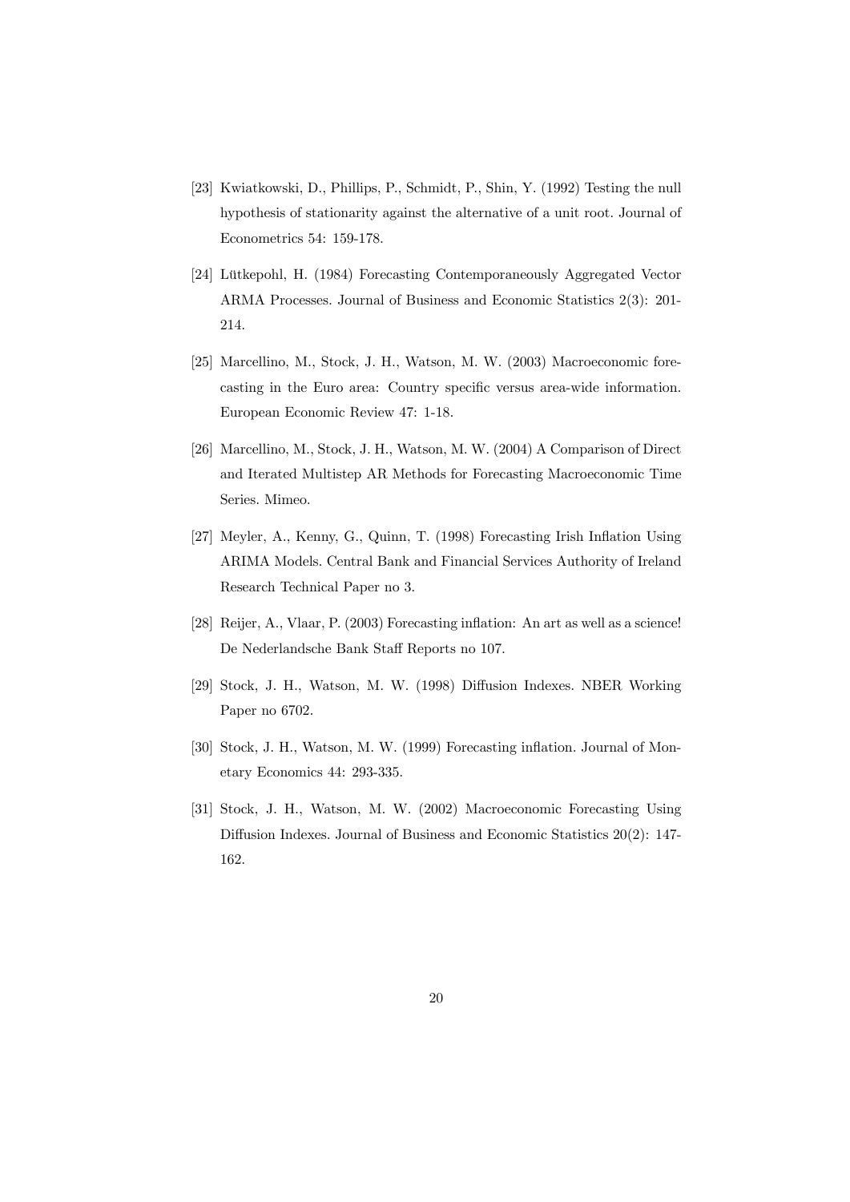[23] Kwiatkowski, D., Phillips, P., Schmidt, P., Shin, Y. (1992) Testing the null hypothesis of stationarity against the alternative of a unit root. Journal of Econometrics 54: 159-178.

[24] Lütkepohl, H. (1984) Forecasting Contemporaneously Aggregated Vector ARMA Processes. Journal of Business and Economic Statistics 2(3): 201-214.

[25] Marcellino, M., Stock, J. H., Watson, M. W. (2003) Macroeconomic forecasting in the Euro area: Country specific versus area-wide information. European Economic Review 47: 1-18.

[26] Marcellino, M., Stock, J. H., Watson, M. W. (2004) A Comparison of Direct and Iterated Multistep AR Methods for Forecasting Macroeconomic Time Series. Mimeo.

[27] Meyler, A., Kenny, G., Quinn, T. (1998) Forecasting Irish Inflation Using ARIMA Models. Central Bank and Financial Services Authority of Ireland Research Technical Paper no 3.

[28] Reijer, A., Vlaar, P. (2003) Forecasting inflation: An art as well as a science! De Nederlandsche Bank Staff Reports no 107.

[29] Stock, J. H., Watson, M. W. (1998) Diffusion Indexes. NBER Working Paper no 6702.

[30] Stock, J. H., Watson, M. W. (1999) Forecasting inflation. Journal of Monetary Economics 44: 293-335.

[31] Stock, J. H., Watson, M. W. (2002) Macroeconomic Forecasting Using Diffusion Indexes. Journal of Business and Economic Statistics 20(2): 147-162.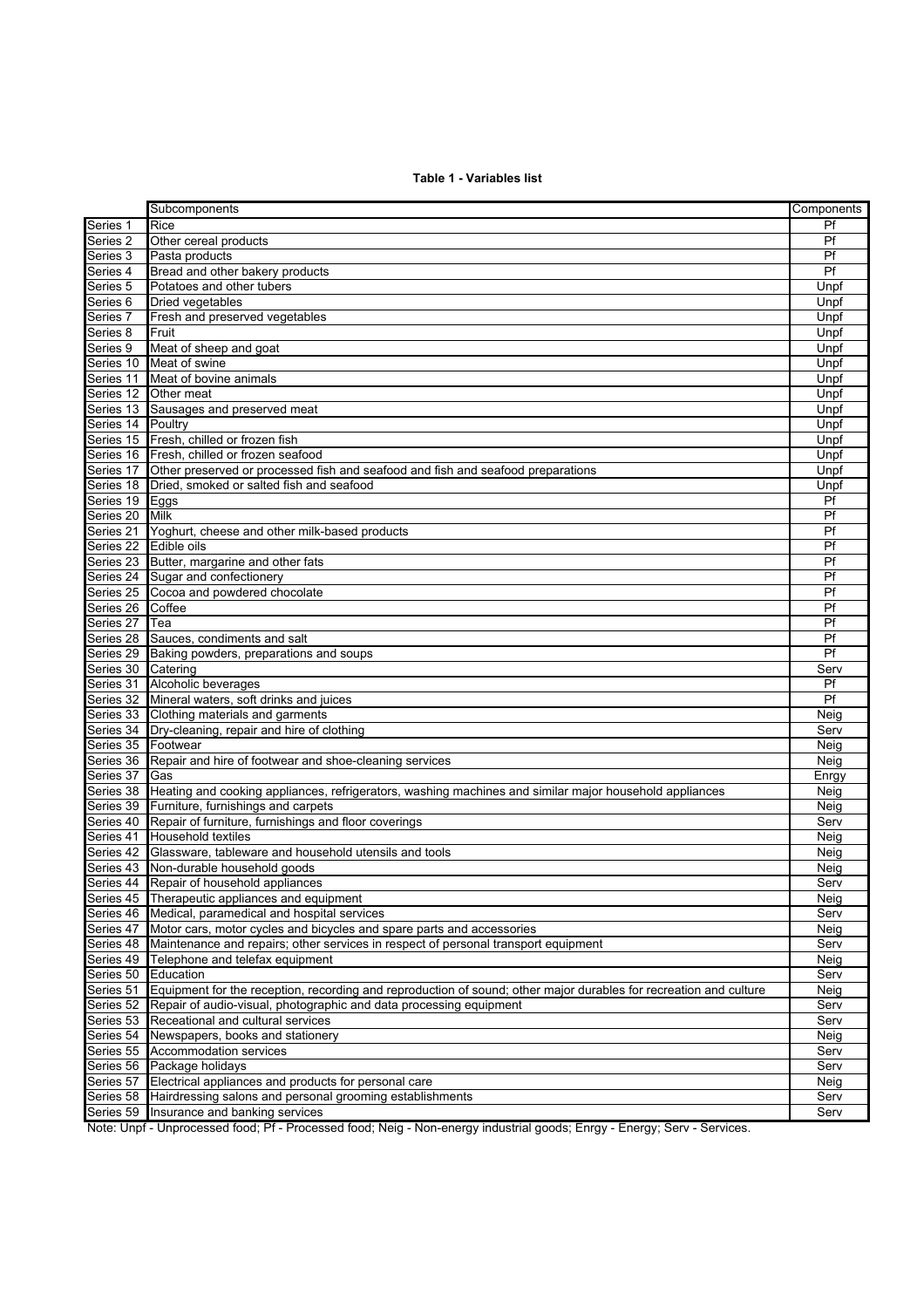**Table 1 - Variables list**

| | Subcomponents | Components |
|---|---|---|
| Series 1 | Rice | Pf |
| Series 2 | Other cereal products | Pf |
| Series 3 | Pasta products | Pf |
| Series 4 | Bread and other bakery products | Pf |
| Series 5 | Potatoes and other tubers | Unpf |
| Series 6 | Dried vegetables | Unpf |
| Series 7 | Fresh and preserved vegetables | Unpf |
| Series 8 | Fruit | Unpf |
| Series 9 | Meat of sheep and goat | Unpf |
| Series 10 | Meat of swine | Unpf |
| Series 11 | Meat of bovine animals | Unpf |
| Series 12 | Other meat | Unpf |
| Series 13 | Sausages and preserved meat | Unpf |
| Series 14 | Poultry | Unpf |
| Series 15 | Fresh, chilled or frozen fish | Unpf |
| Series 16 | Fresh, chilled or frozen seafood | Unpf |
| Series 17 | Other preserved or processed fish and seafood and fish and seafood preparations | Unpf |
| Series 18 | Dried, smoked or salted fish and seafood | Unpf |
| Series 19 | Eggs | Pf |
| Series 20 | Milk | Pf |
| Series 21 | Yoghurt, cheese and other milk-based products | Pf |
| Series 22 | Edible oils | Pf |
| Series 23 | Butter, margarine and other fats | Pf |
| Series 24 | Sugar and confectionery | Pf |
| Series 25 | Cocoa and powdered chocolate | Pf |
| Series 26 | Coffee | Pf |
| Series 27 | Tea | Pf |
| Series 28 | Sauces, condiments and salt | Pf |
| Series 29 | Baking powders, preparations and soups | Pf |
| Series 30 | Catering | Serv |
| Series 31 | Alcoholic beverages | Pf |
| Series 32 | Mineral waters, soft drinks and juices | Pf |
| Series 33 | Clothing materials and garments | Neig |
| Series 34 | Dry-cleaning, repair and hire of clothing | Serv |
| Series 35 | Footwear | Neig |
| Series 36 | Repair and hire of footwear and shoe-cleaning services | Neig |
| Series 37 | Gas | Enrgy |
| Series 38 | Heating and cooking appliances, refrigerators, washing machines and similar major household appliances | Neig |
| Series 39 | Furniture, furnishings and carpets | Neig |
| Series 40 | Repair of furniture, furnishings and floor coverings | Serv |
| Series 41 | Household textiles | Neig |
| Series 42 | Glassware, tableware and household utensils and tools | Neig |
| Series 43 | Non-durable household goods | Neig |
| Series 44 | Repair of household appliances | Serv |
| Series 45 | Therapeutic appliances and equipment | Neig |
| Series 46 | Medical, paramedical and hospital services | Serv |
| Series 47 | Motor cars, motor cycles and bicycles and spare parts and accessories | Neig |
| Series 48 | Maintenance and repairs; other services in respect of personal transport equipment | Serv |
| Series 49 | Telephone and telefax equipment | Neig |
| Series 50 | Education | Serv |
| Series 51 | Equipment for the reception, recording and reproduction of sound; other major durables for recreation and culture | Neig |
| Series 52 | Repair of audio-visual, photographic and data processing equipment | Serv |
| Series 53 | Receational and cultural services | Serv |
| Series 54 | Newspapers, books and stationery | Neig |
| Series 55 | Accommodation services | Serv |
| Series 56 | Package holidays | Serv |
| Series 57 | Electrical appliances and products for personal care | Neig |
| Series 58 | Hairdressing salons and personal grooming establishments | Serv |
| Series 59 | Insurance and banking services | Serv |

Note: Unpf - Unprocessed food; Pf - Processed food; Neig - Non-energy industrial goods; Enrgy - Energy; Serv - Services.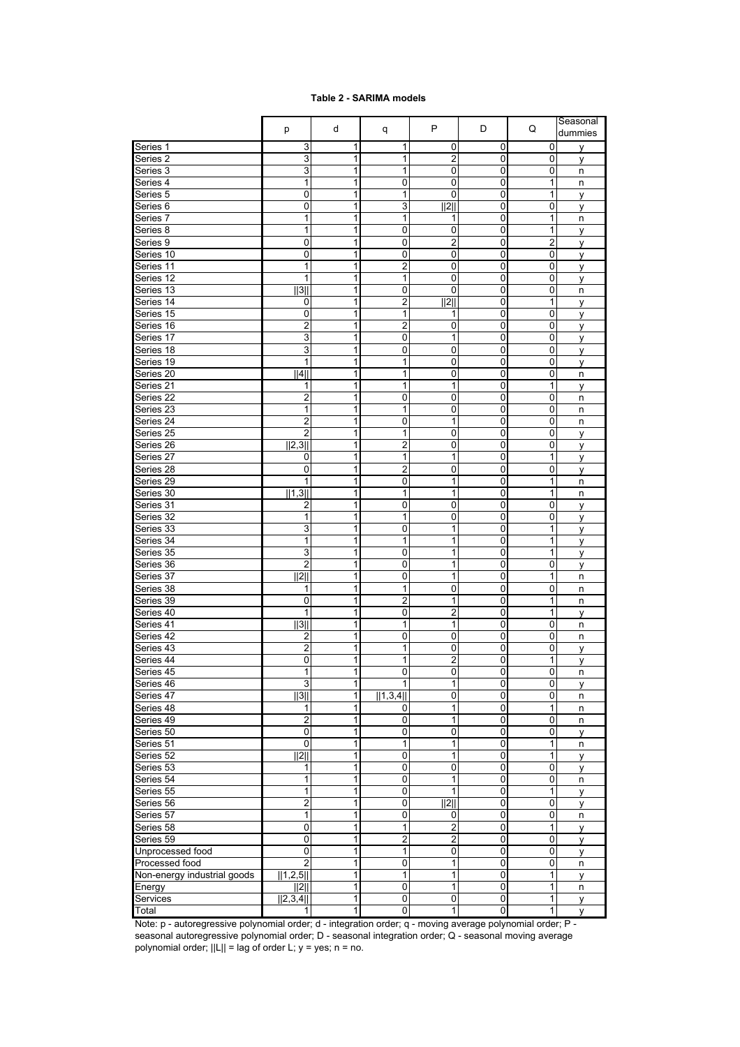**Table 2 - SARIMA models**

| | p | d | q | P | D | Q | Seasonal dummies |
|---|---|---|---|---|---|---|---|
| Series 1 | 3 | 1 | 1 | 0 | 0 | 0 | y |
| Series 2 | 3 | 1 | 1 | 2 | 0 | 0 | y |
| Series 3 | 3 | 1 | 1 | 0 | 0 | 0 | n |
| Series 4 | 1 | 1 | 0 | 0 | 0 | 1 | n |
| Series 5 | 0 | 1 | 1 | 0 | 0 | 1 | y |
| Series 6 | 0 | 1 | 3 | \|\|2\|\| | 0 | 0 | y |
| Series 7 | 1 | 1 | 1 | 1 | 0 | 1 | n |
| Series 8 | 1 | 1 | 0 | 0 | 0 | 1 | y |
| Series 9 | 0 | 1 | 0 | 2 | 0 | 2 | y |
| Series 10 | 0 | 1 | 0 | 0 | 0 | 0 | y |
| Series 11 | 1 | 1 | 2 | 0 | 0 | 0 | y |
| Series 12 | 1 | 1 | 1 | 0 | 0 | 0 | y |
| Series 13 | \|\|3\|\| | 1 | 0 | 0 | 0 | 0 | n |
| Series 14 | 0 | 1 | 2 | \|\|2\|\| | 0 | 1 | y |
| Series 15 | 0 | 1 | 1 | 1 | 0 | 0 | y |
| Series 16 | 2 | 1 | 2 | 0 | 0 | 0 | y |
| Series 17 | 3 | 1 | 0 | 1 | 0 | 0 | y |
| Series 18 | 3 | 1 | 0 | 0 | 0 | 0 | y |
| Series 19 | 1 | 1 | 1 | 0 | 0 | 0 | y |
| Series 20 | \|\|4\|\| | 1 | 1 | 0 | 0 | 0 | n |
| Series 21 | 1 | 1 | 1 | 1 | 0 | 1 | y |
| Series 22 | 2 | 1 | 0 | 0 | 0 | 0 | n |
| Series 23 | 1 | 1 | 1 | 0 | 0 | 0 | n |
| Series 24 | 2 | 1 | 0 | 1 | 0 | 0 | n |
| Series 25 | 2 | 1 | 1 | 0 | 0 | 0 | y |
| Series 26 | \|\|2,3\|\| | 1 | 2 | 0 | 0 | 0 | y |
| Series 27 | 0 | 1 | 1 | 1 | 0 | 1 | y |
| Series 28 | 0 | 1 | 2 | 0 | 0 | 0 | y |
| Series 29 | 1 | 1 | 0 | 1 | 0 | 1 | n |
| Series 30 | \|\|1,3\|\| | 1 | 1 | 1 | 0 | 1 | n |
| Series 31 | 2 | 1 | 0 | 0 | 0 | 0 | y |
| Series 32 | 1 | 1 | 1 | 0 | 0 | 0 | y |
| Series 33 | 3 | 1 | 0 | 1 | 0 | 1 | y |
| Series 34 | 1 | 1 | 1 | 1 | 0 | 1 | y |
| Series 35 | 3 | 1 | 0 | 1 | 0 | 1 | y |
| Series 36 | 2 | 1 | 0 | 1 | 0 | 0 | y |
| Series 37 | \|\|2\|\| | 1 | 0 | 1 | 0 | 1 | n |
| Series 38 | 1 | 1 | 1 | 0 | 0 | 0 | n |
| Series 39 | 0 | 1 | 2 | 1 | 0 | 1 | n |
| Series 40 | 1 | 1 | 0 | 2 | 0 | 1 | y |
| Series 41 | \|\|3\|\| | 1 | 1 | 1 | 0 | 0 | n |
| Series 42 | 2 | 1 | 0 | 0 | 0 | 0 | n |
| Series 43 | 2 | 1 | 1 | 0 | 0 | 0 | y |
| Series 44 | 0 | 1 | 1 | 2 | 0 | 1 | y |
| Series 45 | 1 | 1 | 0 | 0 | 0 | 0 | n |
| Series 46 | 3 | 1 | 1 | 1 | 0 | 0 | y |
| Series 47 | \|\|3\|\| | 1 | \|\|1,3,4\|\| | 0 | 0 | 0 | n |
| Series 48 | 1 | 1 | 0 | 1 | 0 | 1 | n |
| Series 49 | 2 | 1 | 0 | 1 | 0 | 0 | n |
| Series 50 | 0 | 1 | 0 | 0 | 0 | 0 | y |
| Series 51 | 0 | 1 | 1 | 1 | 0 | 1 | n |
| Series 52 | \|\|2\|\| | 1 | 0 | 1 | 0 | 1 | y |
| Series 53 | 1 | 1 | 0 | 0 | 0 | 0 | y |
| Series 54 | 1 | 1 | 0 | 1 | 0 | 0 | n |
| Series 55 | 1 | 1 | 0 | 1 | 0 | 1 | y |
| Series 56 | 2 | 1 | 0 | \|\|2\|\| | 0 | 0 | y |
| Series 57 | 1 | 1 | 0 | 0 | 0 | 0 | n |
| Series 58 | 0 | 1 | 1 | 2 | 0 | 1 | y |
| Series 59 | 0 | 1 | 2 | 2 | 0 | 0 | y |
| Unprocessed food | 0 | 1 | 1 | 0 | 0 | 0 | y |
| Processed food | 2 | 1 | 0 | 1 | 0 | 0 | n |
| Non-energy industrial goods | \|\|1,2,5\|\| | 1 | 1 | 1 | 0 | 1 | y |
| Energy | \|\|2\|\| | 1 | 0 | 1 | 0 | 1 | n |
| Services | \|\|2,3,4\|\| | 1 | 0 | 0 | 0 | 1 | y |
| Total | 1 | 1 | 0 | 1 | 0 | 1 | y |

Note: p - autoregressive polynomial order; d - integration order; q - moving average polynomial order; P - seasonal autoregressive polynomial order; D - seasonal integration order; Q - seasonal moving average polynomial order; ||L|| = lag of order L; y = yes; n = no.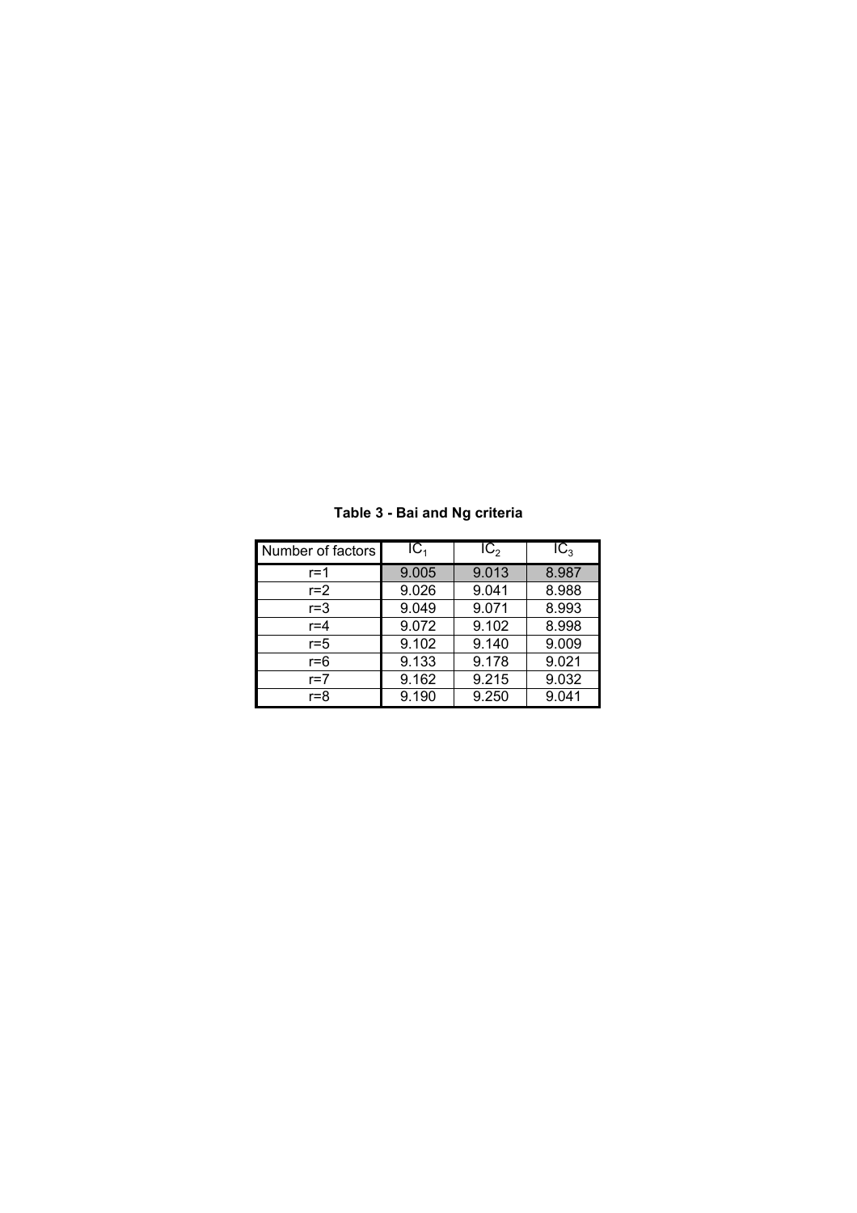**Table 3 - Bai and Ng criteria**

| Number of factors | $IC_1$ | $IC_2$ | $IC_3$ |
|---|---|---|---|
| r=1 | 9.005 | 9.013 | 8.987 |
| r=2 | 9.026 | 9.041 | 8.988 |
| r=3 | 9.049 | 9.071 | 8.993 |
| r=4 | 9.072 | 9.102 | 8.998 |
| r=5 | 9.102 | 9.140 | 9.009 |
| r=6 | 9.133 | 9.178 | 9.021 |
| r=7 | 9.162 | 9.215 | 9.032 |
| r=8 | 9.190 | 9.250 | 9.041 |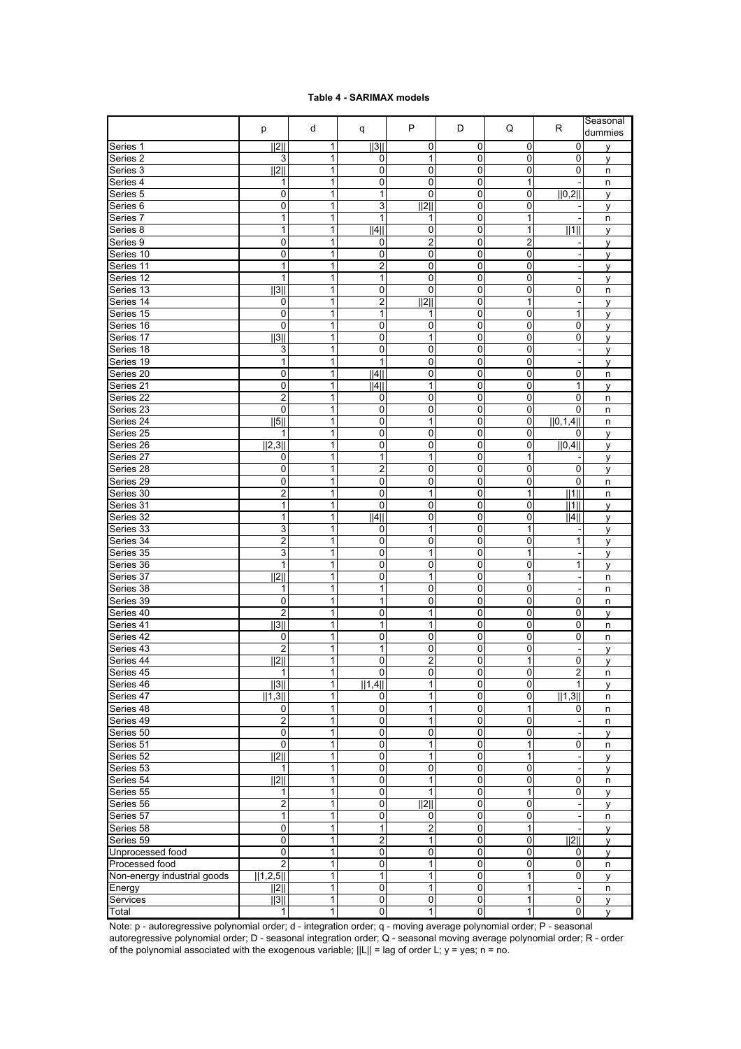**Table 4 - SARIMAX models**

| | p | d | q | P | D | Q | R | Seasonal dummies |
|---|---|---|---|---|---|---|---|---|
| Series 1 | \|\|2\|\| | 1 | \|\|3\|\| | 0 | 0 | 0 | 0 | y |
| Series 2 | 3 | 1 | 0 | 1 | 0 | 0 | 0 | y |
| Series 3 | \|\|2\|\| | 1 | 0 | 0 | 0 | 0 | 0 | n |
| Series 4 | 1 | 1 | 0 | 0 | 0 | 1 | - | n |
| Series 5 | 0 | 1 | 1 | 0 | 0 | 0 | \|\|0,2\|\| | y |
| Series 6 | 0 | 1 | 3 | \|\|2\|\| | 0 | 0 | - | y |
| Series 7 | 1 | 1 | 1 | 1 | 0 | 1 | - | n |
| Series 8 | 1 | 1 | \|\|4\|\| | 0 | 0 | 1 | \|\|1\|\| | y |
| Series 9 | 0 | 1 | 0 | 2 | 0 | 2 | - | y |
| Series 10 | 0 | 1 | 0 | 0 | 0 | 0 | - | y |
| Series 11 | 1 | 1 | 2 | 0 | 0 | 0 | - | y |
| Series 12 | 1 | 1 | 1 | 0 | 0 | 0 | - | y |
| Series 13 | \|\|3\|\| | 1 | 0 | 0 | 0 | 0 | 0 | n |
| Series 14 | 0 | 1 | 2 | \|\|2\|\| | 0 | 1 | - | y |
| Series 15 | 0 | 1 | 1 | 1 | 0 | 0 | 1 | y |
| Series 16 | 0 | 1 | 0 | 0 | 0 | 0 | 0 | y |
| Series 17 | \|\|3\|\| | 1 | 0 | 1 | 0 | 0 | 0 | y |
| Series 18 | 3 | 1 | 0 | 0 | 0 | 0 | - | y |
| Series 19 | 1 | 1 | 1 | 0 | 0 | 0 | - | y |
| Series 20 | 0 | 1 | \|\|4\|\| | 0 | 0 | 0 | 0 | n |
| Series 21 | 0 | 1 | \|\|4\|\| | 1 | 0 | 0 | 1 | y |
| Series 22 | 2 | 1 | 0 | 0 | 0 | 0 | 0 | n |
| Series 23 | 0 | 1 | 0 | 0 | 0 | 0 | 0 | n |
| Series 24 | \|\|5\|\| | 1 | 0 | 1 | 0 | 0 | \|\|0,1,4\|\| | n |
| Series 25 | 1 | 1 | 0 | 0 | 0 | 0 | 0 | y |
| Series 26 | \|\|2,3\|\| | 1 | 0 | 0 | 0 | 0 | \|\|0,4\|\| | y |
| Series 27 | 0 | 1 | 1 | 1 | 0 | 1 | - | y |
| Series 28 | 0 | 1 | 2 | 0 | 0 | 0 | 0 | y |
| Series 29 | 0 | 1 | 0 | 0 | 0 | 0 | 0 | n |
| Series 30 | 2 | 1 | 0 | 1 | 0 | 1 | \|\|1\|\| | n |
| Series 31 | 1 | 1 | 0 | 0 | 0 | 0 | \|\|1\|\| | y |
| Series 32 | 1 | 1 | \|\|4\|\| | 0 | 0 | 0 | \|\|4\|\| | y |
| Series 33 | 3 | 1 | 0 | 1 | 0 | 1 | - | y |
| Series 34 | 2 | 1 | 0 | 0 | 0 | 0 | 1 | y |
| Series 35 | 3 | 1 | 0 | 1 | 0 | 1 | - | y |
| Series 36 | 1 | 1 | 0 | 0 | 0 | 0 | 1 | y |
| Series 37 | \|\|2\|\| | 1 | 0 | 1 | 0 | 1 | - | n |
| Series 38 | 1 | 1 | 1 | 0 | 0 | 0 | - | n |
| Series 39 | 0 | 1 | 1 | 0 | 0 | 0 | 0 | n |
| Series 40 | 2 | 1 | 0 | 1 | 0 | 0 | 0 | y |
| Series 41 | \|\|3\|\| | 1 | 1 | 1 | 0 | 0 | 0 | n |
| Series 42 | 0 | 1 | 0 | 0 | 0 | 0 | 0 | n |
| Series 43 | 2 | 1 | 1 | 0 | 0 | 0 | - | y |
| Series 44 | \|\|2\|\| | 1 | 0 | 2 | 0 | 1 | 0 | y |
| Series 45 | 1 | 1 | 0 | 0 | 0 | 0 | 2 | n |
| Series 46 | \|\|3\|\| | 1 | \|\|1,4\|\| | 1 | 0 | 0 | 1 | y |
| Series 47 | \|\|1,3\|\| | 1 | 0 | 1 | 0 | 0 | \|\|1,3\|\| | n |
| Series 48 | 0 | 1 | 0 | 1 | 0 | 1 | 0 | n |
| Series 49 | 2 | 1 | 0 | 1 | 0 | 0 | - | n |
| Series 50 | 0 | 1 | 0 | 0 | 0 | 0 | - | y |
| Series 51 | 0 | 1 | 0 | 1 | 0 | 1 | 0 | n |
| Series 52 | \|\|2\|\| | 1 | 0 | 1 | 0 | 1 | - | y |
| Series 53 | 1 | 1 | 0 | 0 | 0 | 0 | - | y |
| Series 54 | \|\|2\|\| | 1 | 0 | 1 | 0 | 0 | 0 | n |
| Series 55 | 1 | 1 | 0 | 1 | 0 | 1 | 0 | y |
| Series 56 | 2 | 1 | 0 | \|\|2\|\| | 0 | 0 | - | y |
| Series 57 | 1 | 1 | 0 | 0 | 0 | 0 | - | n |
| Series 58 | 0 | 1 | 1 | 2 | 0 | 1 | - | y |
| Series 59 | 0 | 1 | 2 | 1 | 0 | 0 | \|\|2\|\| | y |
| Unprocessed food | 0 | 1 | 0 | 0 | 0 | 0 | 0 | y |
| Processed food | 2 | 1 | 0 | 1 | 0 | 0 | 0 | n |
| Non-energy industrial goods | \|\|1,2,5\|\| | 1 | 1 | 1 | 0 | 1 | 0 | y |
| Energy | \|\|2\|\| | 1 | 0 | 1 | 0 | 1 | - | n |
| Services | \|\|3\|\| | 1 | 0 | 0 | 0 | 1 | 0 | y |
| Total | 1 | 1 | 0 | 1 | 0 | 1 | 0 | y |

Note: p - autoregressive polynomial order; d - integration order; q - moving average polynomial order; P - seasonal autoregressive polynomial order; D - seasonal integration order; Q - seasonal moving average polynomial order; R - order of the polynomial associated with the exogenous variable; ||L|| = lag of order L; y = yes; n = no.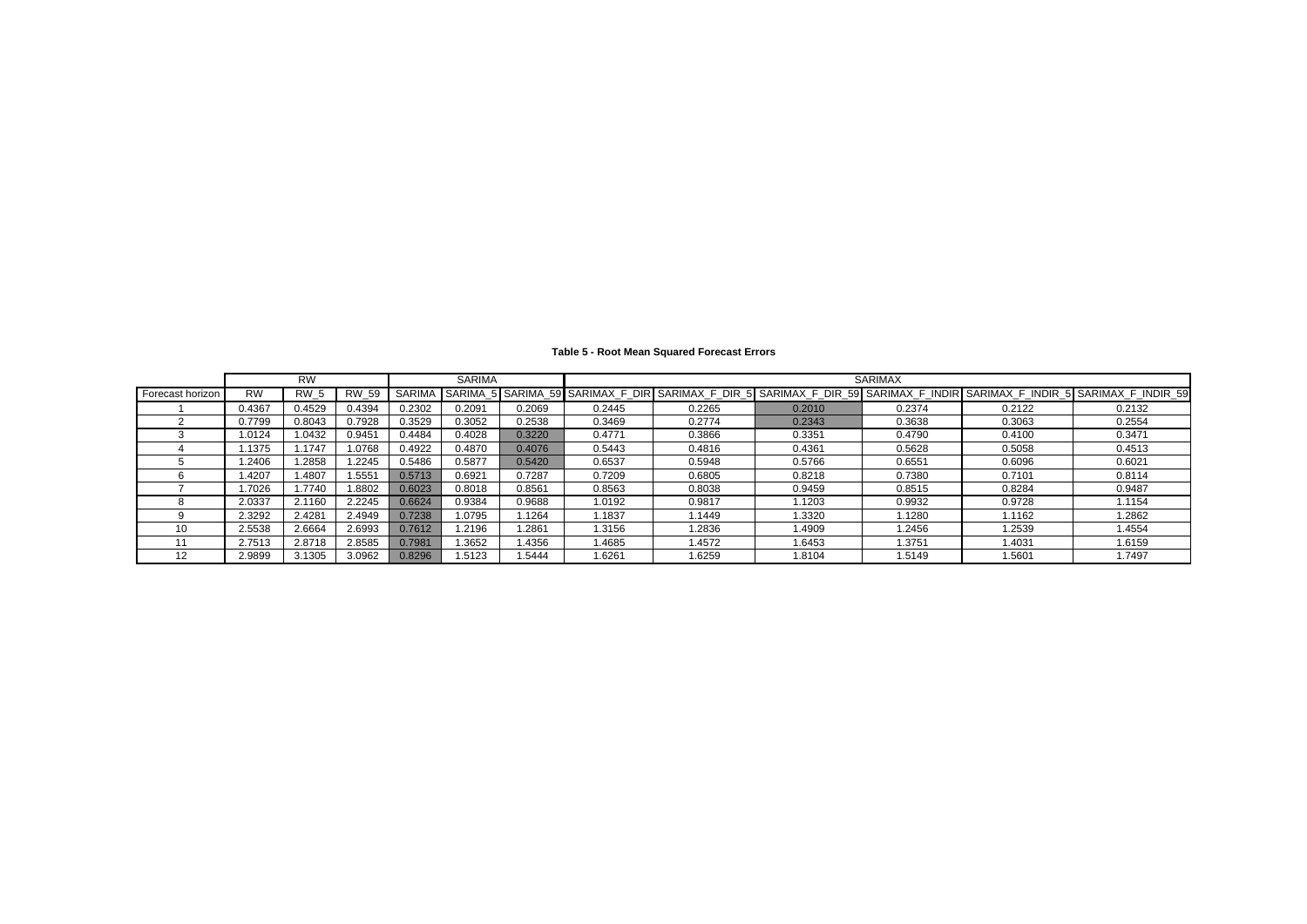**Table 5 - Root Mean Squared Forecast Errors**

| | RW | | | SARIMA | | | SARIMAX | | | | | |
|---|---|---|---|---|---|---|---|---|---|---|---|---|
| Forecast horizon | RW | RW_5 | RW_59 | SARIMA | SARIMA_5 | SARIMA_59 | SARIMAX_F_DIR | SARIMAX_F_DIR_5 | SARIMAX_F_DIR_59 | SARIMAX_F_INDIR | SARIMAX_F_INDIR_5 | SARIMAX_F_INDIR_59 |
| 1 | 0.4367 | 0.4529 | 0.4394 | 0.2302 | 0.2091 | 0.2069 | 0.2445 | 0.2265 | 0.2010 | 0.2374 | 0.2122 | 0.2132 |
| 2 | 0.7799 | 0.8043 | 0.7928 | 0.3529 | 0.3052 | 0.2538 | 0.3469 | 0.2774 | 0.2343 | 0.3638 | 0.3063 | 0.2554 |
| 3 | 1.0124 | 1.0432 | 0.9451 | 0.4484 | 0.4028 | 0.3220 | 0.4771 | 0.3866 | 0.3351 | 0.4790 | 0.4100 | 0.3471 |
| 4 | 1.1375 | 1.1747 | 1.0768 | 0.4922 | 0.4870 | 0.4076 | 0.5443 | 0.4816 | 0.4361 | 0.5628 | 0.5058 | 0.4513 |
| 5 | 1.2406 | 1.2858 | 1.2245 | 0.5486 | 0.5877 | 0.5420 | 0.6537 | 0.5948 | 0.5766 | 0.6551 | 0.6096 | 0.6021 |
| 6 | 1.4207 | 1.4807 | 1.5551 | 0.5713 | 0.6921 | 0.7287 | 0.7209 | 0.6805 | 0.8218 | 0.7380 | 0.7101 | 0.8114 |
| 7 | 1.7026 | 1.7740 | 1.8802 | 0.6023 | 0.8018 | 0.8561 | 0.8563 | 0.8038 | 0.9459 | 0.8515 | 0.8284 | 0.9487 |
| 8 | 2.0337 | 2.1160 | 2.2245 | 0.6624 | 0.9384 | 0.9688 | 1.0192 | 0.9817 | 1.1203 | 0.9932 | 0.9728 | 1.1154 |
| 9 | 2.3292 | 2.4281 | 2.4949 | 0.7238 | 1.0795 | 1.1264 | 1.1837 | 1.1449 | 1.3320 | 1.1280 | 1.1162 | 1.2862 |
| 10 | 2.5538 | 2.6664 | 2.6993 | 0.7612 | 1.2196 | 1.2861 | 1.3156 | 1.2836 | 1.4909 | 1.2456 | 1.2539 | 1.4554 |
| 11 | 2.7513 | 2.8718 | 2.8585 | 0.7981 | 1.3652 | 1.4356 | 1.4685 | 1.4572 | 1.6453 | 1.3751 | 1.4031 | 1.6159 |
| 12 | 2.9899 | 3.1305 | 3.0962 | 0.8296 | 1.5123 | 1.5444 | 1.6261 | 1.6259 | 1.8104 | 1.5149 | 1.5601 | 1.7497 |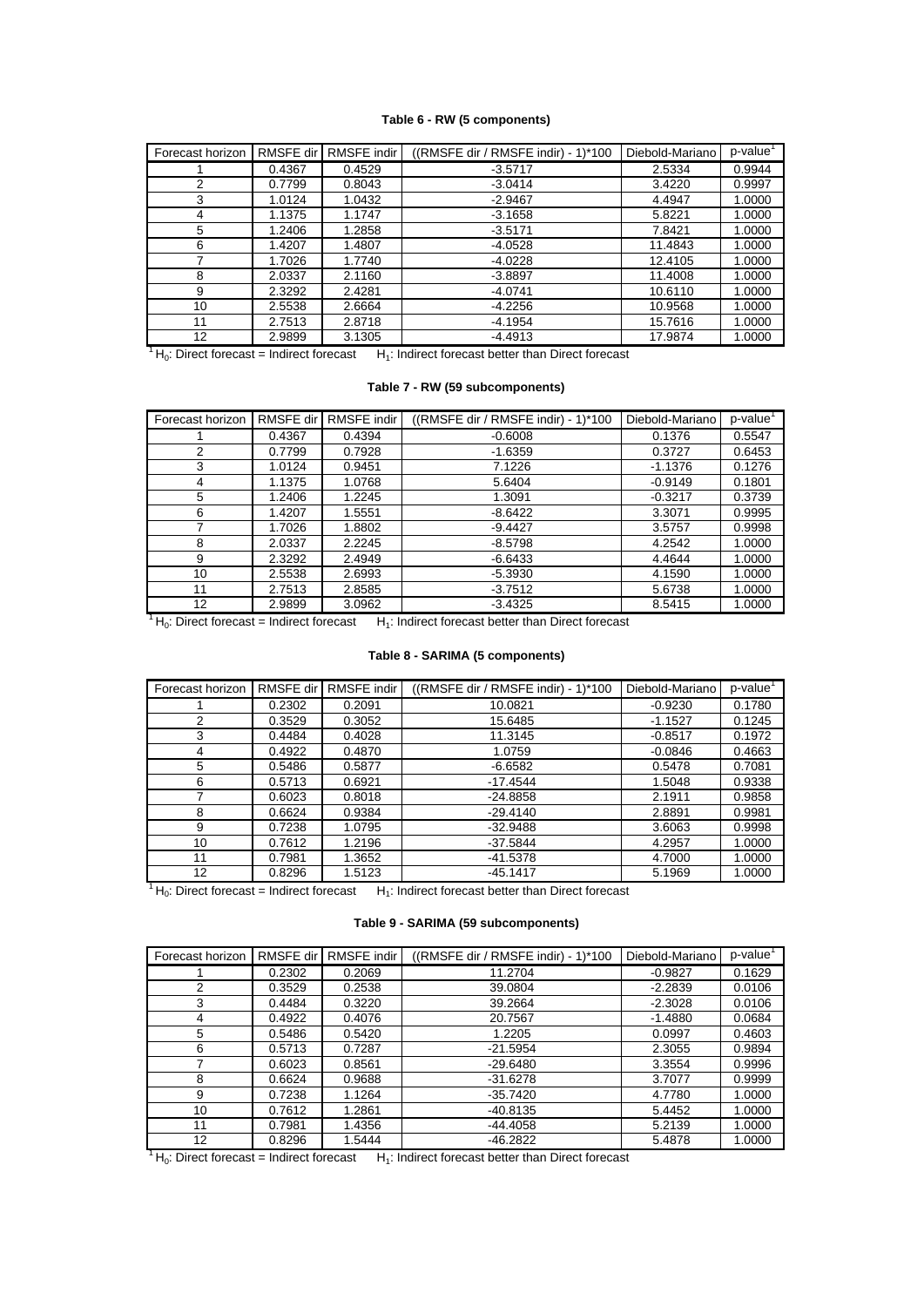**Table 6 - RW (5 components)**

| Forecast horizon | RMSFE dir | RMSFE indir | ((RMSFE dir / RMSFE indir) - 1)*100 | Diebold-Mariano | p-value[1] |
|---|---|---|---|---|---|
| 1 | 0.4367 | 0.4529 | -3.5717 | 2.5334 | 0.9944 |
| 2 | 0.7799 | 0.8043 | -3.0414 | 3.4220 | 0.9997 |
| 3 | 1.0124 | 1.0432 | -2.9467 | 4.4947 | 1.0000 |
| 4 | 1.1375 | 1.1747 | -3.1658 | 5.8221 | 1.0000 |
| 5 | 1.2406 | 1.2858 | -3.5171 | 7.8421 | 1.0000 |
| 6 | 1.4207 | 1.4807 | -4.0528 | 11.4843 | 1.0000 |
| 7 | 1.7026 | 1.7740 | -4.0228 | 12.4105 | 1.0000 |
| 8 | 2.0337 | 2.1160 | -3.8897 | 11.4008 | 1.0000 |
| 9 | 2.3292 | 2.4281 | -4.0741 | 10.6110 | 1.0000 |
| 10 | 2.5538 | 2.6664 | -4.2256 | 10.9568 | 1.0000 |
| 11 | 2.7513 | 2.8718 | -4.1954 | 15.7616 | 1.0000 |
| 12 | 2.9899 | 3.1305 | -4.4913 | 17.9874 | 1.0000 |

[1] $H_0$: Direct forecast = Indirect forecast $H_1$: Indirect forecast better than Direct forecast

**Table 7 - RW (59 subcomponents)**

| Forecast horizon | RMSFE dir | RMSFE indir | ((RMSFE dir / RMSFE indir) - 1)*100 | Diebold-Mariano | p-value[1] |
|---|---|---|---|---|---|
| 1 | 0.4367 | 0.4394 | -0.6008 | 0.1376 | 0.5547 |
| 2 | 0.7799 | 0.7928 | -1.6359 | 0.3727 | 0.6453 |
| 3 | 1.0124 | 0.9451 | 7.1226 | -1.1376 | 0.1276 |
| 4 | 1.1375 | 1.0768 | 5.6404 | -0.9149 | 0.1801 |
| 5 | 1.2406 | 1.2245 | 1.3091 | -0.3217 | 0.3739 |
| 6 | 1.4207 | 1.5551 | -8.6422 | 3.3071 | 0.9995 |
| 7 | 1.7026 | 1.8802 | -9.4427 | 3.5757 | 0.9998 |
| 8 | 2.0337 | 2.2245 | -8.5798 | 4.2542 | 1.0000 |
| 9 | 2.3292 | 2.4949 | -6.6433 | 4.4644 | 1.0000 |
| 10 | 2.5538 | 2.6993 | -5.3930 | 4.1590 | 1.0000 |
| 11 | 2.7513 | 2.8585 | -3.7512 | 5.6738 | 1.0000 |
| 12 | 2.9899 | 3.0962 | -3.4325 | 8.5415 | 1.0000 |

[1] $H_0$: Direct forecast = Indirect forecast $H_1$: Indirect forecast better than Direct forecast

**Table 8 - SARIMA (5 components)**

| Forecast horizon | RMSFE dir | RMSFE indir | ((RMSFE dir / RMSFE indir) - 1)*100 | Diebold-Mariano | p-value[1] |
|---|---|---|---|---|---|
| 1 | 0.2302 | 0.2091 | 10.0821 | -0.9230 | 0.1780 |
| 2 | 0.3529 | 0.3052 | 15.6485 | -1.1527 | 0.1245 |
| 3 | 0.4484 | 0.4028 | 11.3145 | -0.8517 | 0.1972 |
| 4 | 0.4922 | 0.4870 | 1.0759 | -0.0846 | 0.4663 |
| 5 | 0.5486 | 0.5877 | -6.6582 | 0.5478 | 0.7081 |
| 6 | 0.5713 | 0.6921 | -17.4544 | 1.5048 | 0.9338 |
| 7 | 0.6023 | 0.8018 | -24.8858 | 2.1911 | 0.9858 |
| 8 | 0.6624 | 0.9384 | -29.4140 | 2.8891 | 0.9981 |
| 9 | 0.7238 | 1.0795 | -32.9488 | 3.6063 | 0.9998 |
| 10 | 0.7612 | 1.2196 | -37.5844 | 4.2957 | 1.0000 |
| 11 | 0.7981 | 1.3652 | -41.5378 | 4.7000 | 1.0000 |
| 12 | 0.8296 | 1.5123 | -45.1417 | 5.1969 | 1.0000 |

[1] $H_0$: Direct forecast = Indirect forecast $H_1$: Indirect forecast better than Direct forecast

**Table 9 - SARIMA (59 subcomponents)**

| Forecast horizon | RMSFE dir | RMSFE indir | ((RMSFE dir / RMSFE indir) - 1)*100 | Diebold-Mariano | p-value[1] |
|---|---|---|---|---|---|
| 1 | 0.2302 | 0.2069 | 11.2704 | -0.9827 | 0.1629 |
| 2 | 0.3529 | 0.2538 | 39.0804 | -2.2839 | 0.0106 |
| 3 | 0.4484 | 0.3220 | 39.2664 | -2.3028 | 0.0106 |
| 4 | 0.4922 | 0.4076 | 20.7567 | -1.4880 | 0.0684 |
| 5 | 0.5486 | 0.5420 | 1.2205 | 0.0997 | 0.4603 |
| 6 | 0.5713 | 0.7287 | -21.5954 | 2.3055 | 0.9894 |
| 7 | 0.6023 | 0.8561 | -29.6480 | 3.3554 | 0.9996 |
| 8 | 0.6624 | 0.9688 | -31.6278 | 3.7077 | 0.9999 |
| 9 | 0.7238 | 1.1264 | -35.7420 | 4.7780 | 1.0000 |
| 10 | 0.7612 | 1.2861 | -40.8135 | 5.4452 | 1.0000 |
| 11 | 0.7981 | 1.4356 | -44.4058 | 5.2139 | 1.0000 |
| 12 | 0.8296 | 1.5444 | -46.2822 | 5.4878 | 1.0000 |

[1] $H_0$: Direct forecast = Indirect forecast $H_1$: Indirect forecast better than Direct forecast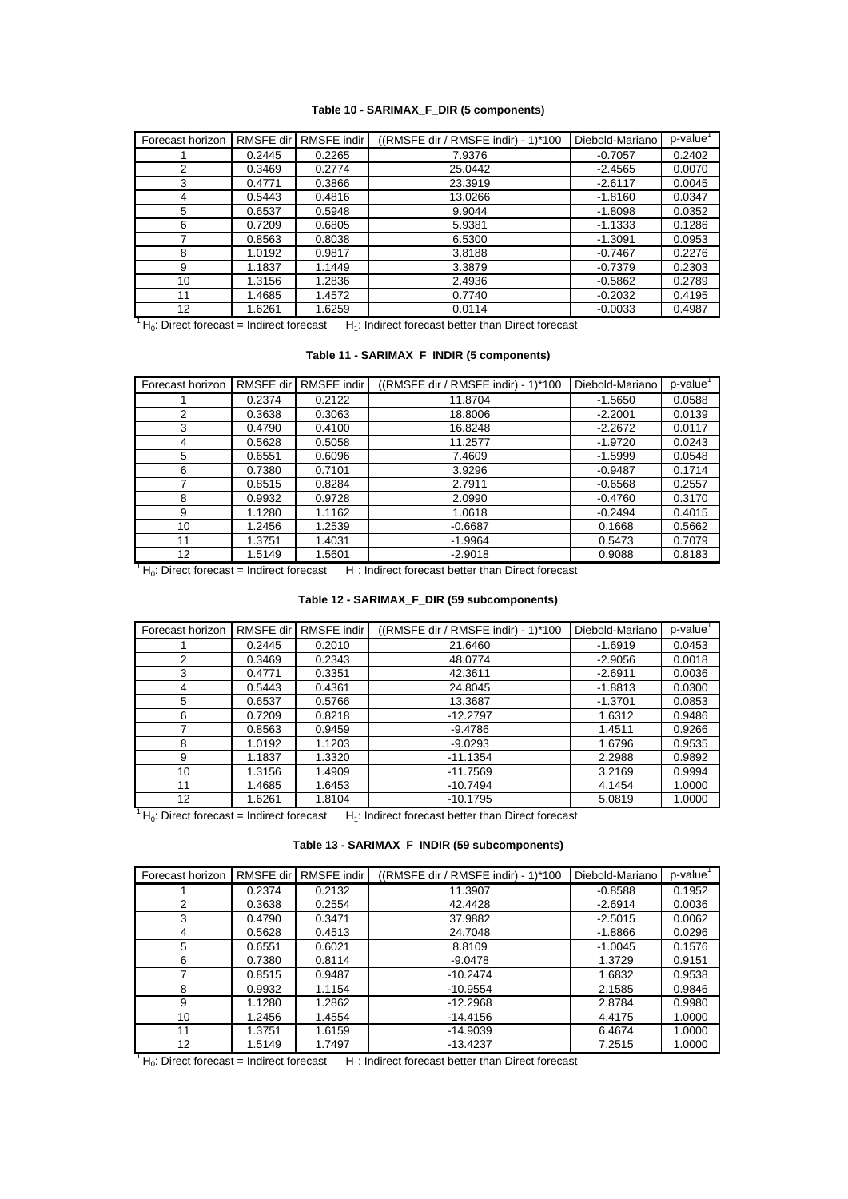**Table 10 - SARIMAX_F_DIR (5 components)**

| Forecast horizon | RMSFE dir | RMSFE indir | ((RMSFE dir / RMSFE indir) - 1)*100 | Diebold-Mariano | p-value[1] |
|---|---|---|---|---|---|
| 1 | 0.2445 | 0.2265 | 7.9376 | -0.7057 | 0.2402 |
| 2 | 0.3469 | 0.2774 | 25.0442 | -2.4565 | 0.0070 |
| 3 | 0.4771 | 0.3866 | 23.3919 | -2.6117 | 0.0045 |
| 4 | 0.5443 | 0.4816 | 13.0266 | -1.8160 | 0.0347 |
| 5 | 0.6537 | 0.5948 | 9.9044 | -1.8098 | 0.0352 |
| 6 | 0.7209 | 0.6805 | 5.9381 | -1.1333 | 0.1286 |
| 7 | 0.8563 | 0.8038 | 6.5300 | -1.3091 | 0.0953 |
| 8 | 1.0192 | 0.9817 | 3.8188 | -0.7467 | 0.2276 |
| 9 | 1.1837 | 1.1449 | 3.3879 | -0.7379 | 0.2303 |
| 10 | 1.3156 | 1.2836 | 2.4936 | -0.5862 | 0.2789 |
| 11 | 1.4685 | 1.4572 | 0.7740 | -0.2032 | 0.4195 |
| 12 | 1.6261 | 1.6259 | 0.0114 | -0.0033 | 0.4987 |

[1] $H_0$: Direct forecast = Indirect forecast $H_1$: Indirect forecast better than Direct forecast

**Table 11 - SARIMAX_F_INDIR (5 components)**

| Forecast horizon | RMSFE dir | RMSFE indir | ((RMSFE dir / RMSFE indir) - 1)*100 | Diebold-Mariano | p-value[1] |
|---|---|---|---|---|---|
| 1 | 0.2374 | 0.2122 | 11.8704 | -1.5650 | 0.0588 |
| 2 | 0.3638 | 0.3063 | 18.8006 | -2.2001 | 0.0139 |
| 3 | 0.4790 | 0.4100 | 16.8248 | -2.2672 | 0.0117 |
| 4 | 0.5628 | 0.5058 | 11.2577 | -1.9720 | 0.0243 |
| 5 | 0.6551 | 0.6096 | 7.4609 | -1.5999 | 0.0548 |
| 6 | 0.7380 | 0.7101 | 3.9296 | -0.9487 | 0.1714 |
| 7 | 0.8515 | 0.8284 | 2.7911 | -0.6568 | 0.2557 |
| 8 | 0.9932 | 0.9728 | 2.0990 | -0.4760 | 0.3170 |
| 9 | 1.1280 | 1.1162 | 1.0618 | -0.2494 | 0.4015 |
| 10 | 1.2456 | 1.2539 | -0.6687 | 0.1668 | 0.5662 |
| 11 | 1.3751 | 1.4031 | -1.9964 | 0.5473 | 0.7079 |
| 12 | 1.5149 | 1.5601 | -2.9018 | 0.9088 | 0.8183 |

[1] $H_0$: Direct forecast = Indirect forecast $H_1$: Indirect forecast better than Direct forecast

**Table 12 - SARIMAX_F_DIR (59 subcomponents)**

| Forecast horizon | RMSFE dir | RMSFE indir | ((RMSFE dir / RMSFE indir) - 1)*100 | Diebold-Mariano | p-value[1] |
|---|---|---|---|---|---|
| 1 | 0.2445 | 0.2010 | 21.6460 | -1.6919 | 0.0453 |
| 2 | 0.3469 | 0.2343 | 48.0774 | -2.9056 | 0.0018 |
| 3 | 0.4771 | 0.3351 | 42.3611 | -2.6911 | 0.0036 |
| 4 | 0.5443 | 0.4361 | 24.8045 | -1.8813 | 0.0300 |
| 5 | 0.6537 | 0.5766 | 13.3687 | -1.3701 | 0.0853 |
| 6 | 0.7209 | 0.8218 | -12.2797 | 1.6312 | 0.9486 |
| 7 | 0.8563 | 0.9459 | -9.4786 | 1.4511 | 0.9266 |
| 8 | 1.0192 | 1.1203 | -9.0293 | 1.6796 | 0.9535 |
| 9 | 1.1837 | 1.3320 | -11.1354 | 2.2988 | 0.9892 |
| 10 | 1.3156 | 1.4909 | -11.7569 | 3.2169 | 0.9994 |
| 11 | 1.4685 | 1.6453 | -10.7494 | 4.1454 | 1.0000 |
| 12 | 1.6261 | 1.8104 | -10.1795 | 5.0819 | 1.0000 |

[1] $H_0$: Direct forecast = Indirect forecast $H_1$: Indirect forecast better than Direct forecast

**Table 13 - SARIMAX_F_INDIR (59 subcomponents)**

| Forecast horizon | RMSFE dir | RMSFE indir | ((RMSFE dir / RMSFE indir) - 1)*100 | Diebold-Mariano | p-value[1] |
|---|---|---|---|---|---|
| 1 | 0.2374 | 0.2132 | 11.3907 | -0.8588 | 0.1952 |
| 2 | 0.3638 | 0.2554 | 42.4428 | -2.6914 | 0.0036 |
| 3 | 0.4790 | 0.3471 | 37.9882 | -2.5015 | 0.0062 |
| 4 | 0.5628 | 0.4513 | 24.7048 | -1.8866 | 0.0296 |
| 5 | 0.6551 | 0.6021 | 8.8109 | -1.0045 | 0.1576 |
| 6 | 0.7380 | 0.8114 | -9.0478 | 1.3729 | 0.9151 |
| 7 | 0.8515 | 0.9487 | -10.2474 | 1.6832 | 0.9538 |
| 8 | 0.9932 | 1.1154 | -10.9554 | 2.1585 | 0.9846 |
| 9 | 1.1280 | 1.2862 | -12.2968 | 2.8784 | 0.9980 |
| 10 | 1.2456 | 1.4554 | -14.4156 | 4.4175 | 1.0000 |
| 11 | 1.3751 | 1.6159 | -14.9039 | 6.4674 | 1.0000 |
| 12 | 1.5149 | 1.7497 | -13.4237 | 7.2515 | 1.0000 |

[1] $H_0$: Direct forecast = Indirect forecast $H_1$: Indirect forecast better than Direct forecast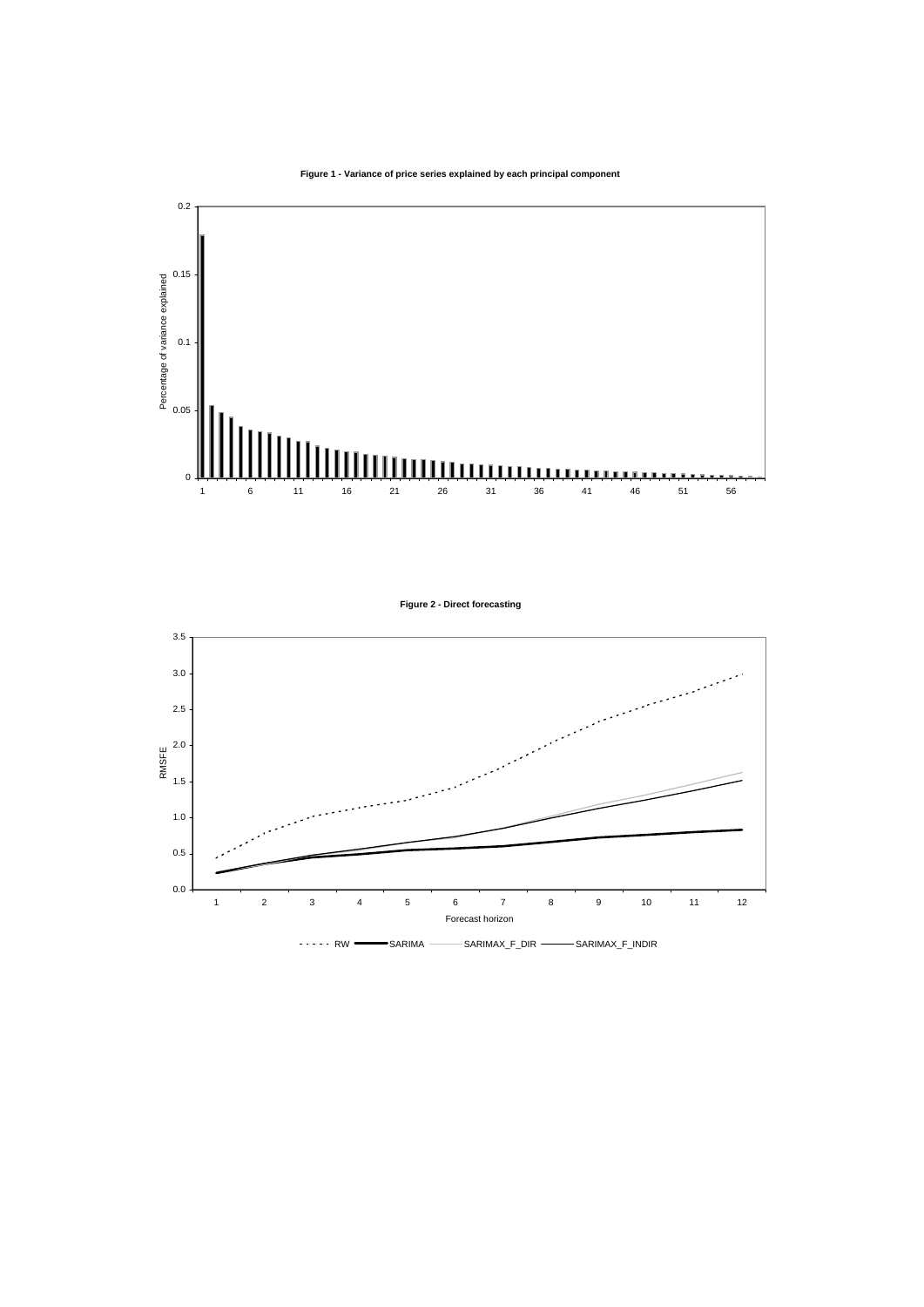**Figure 1 - Variance of price series explained by each principal component**

**Figure 2 - Direct forecasting**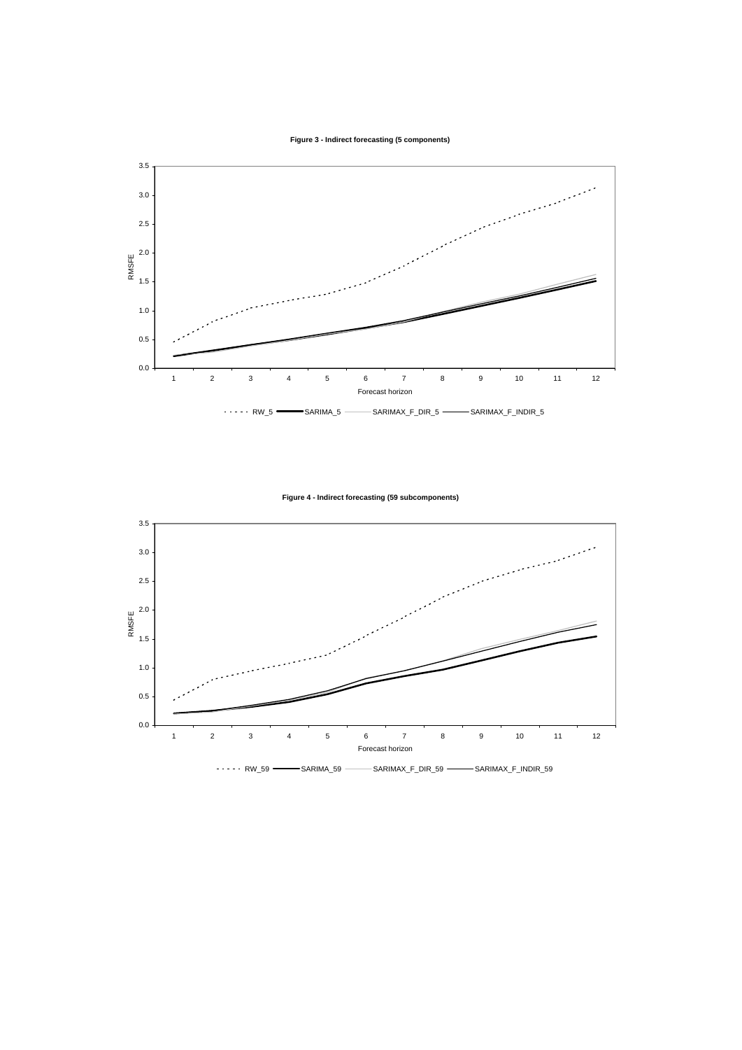**Figure 3 - Indirect forecasting (5 components)**

**Figure 4 - Indirect forecasting (59 subcomponents)**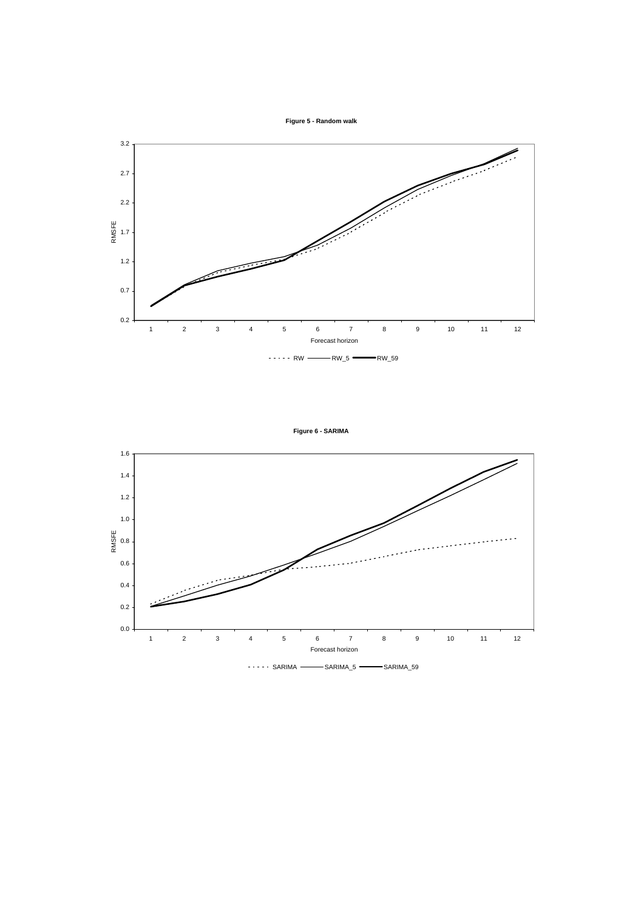**Figure 5 - Random walk**

**Figure 6 - SARIMA**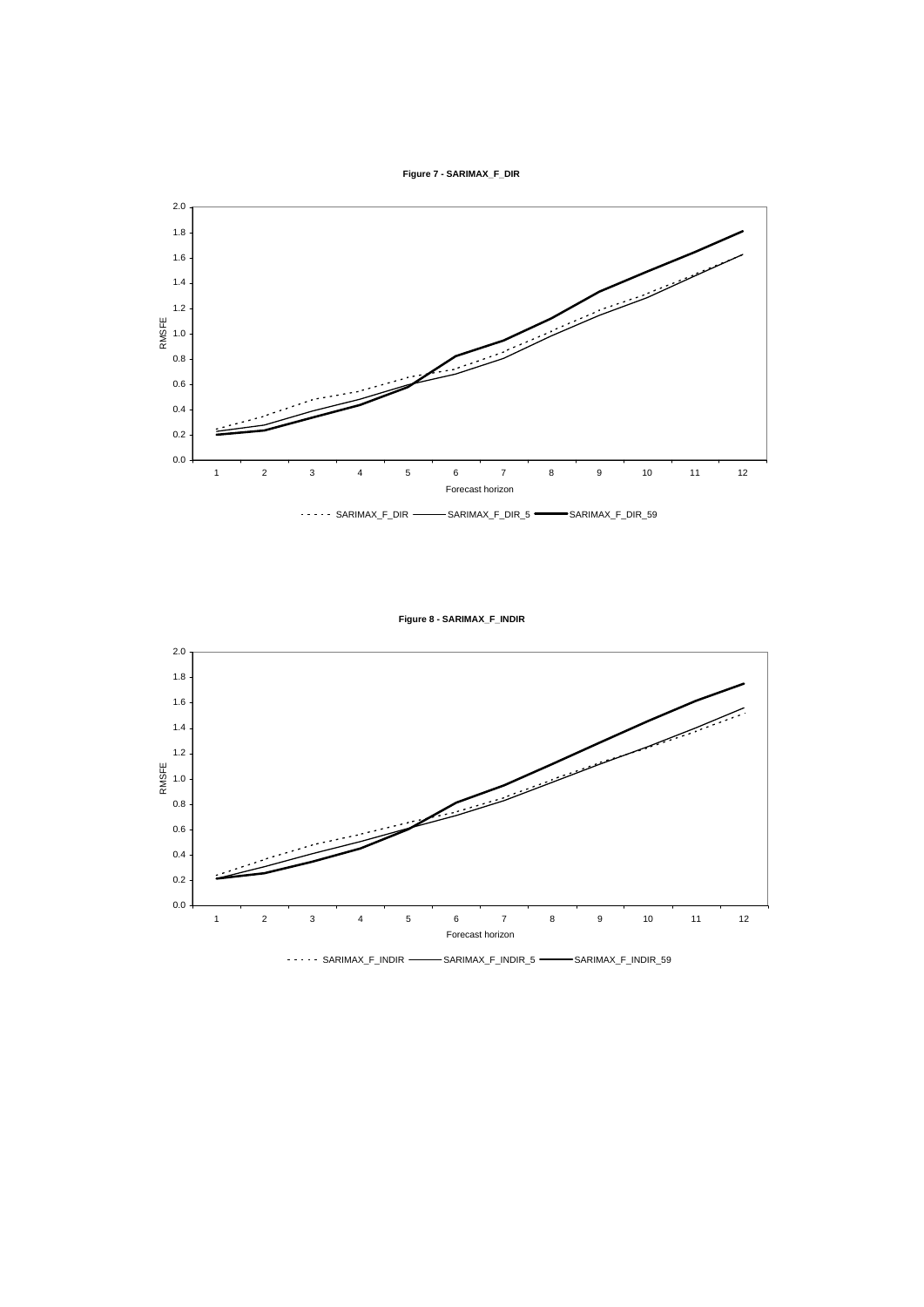**Figure 7 - SARIMAX_F_DIR**

2.0
1.8
1.6
1.4
1.2
1.0
0.8
0.6
0.4
0.2
0.0

RMSFE

1 2 3 4 5 6 7 8 9 10 11 12

Forecast horizon

SARIMAX_F_DIR SARIMAX_F_DIR_5 SARIMAX_F_DIR_59

**Figure 8 - SARIMAX_F_INDIR**

2.0
1.8
1.6
1.4
1.2
1.0
0.8
0.6
0.4
0.2
0.0

RMSFE

1 2 3 4 5 6 7 8 9 10 11 12

Forecast horizon

SARIMAX_F_INDIR SARIMAX_F_INDIR_5 SARIMAX_F_INDIR_59